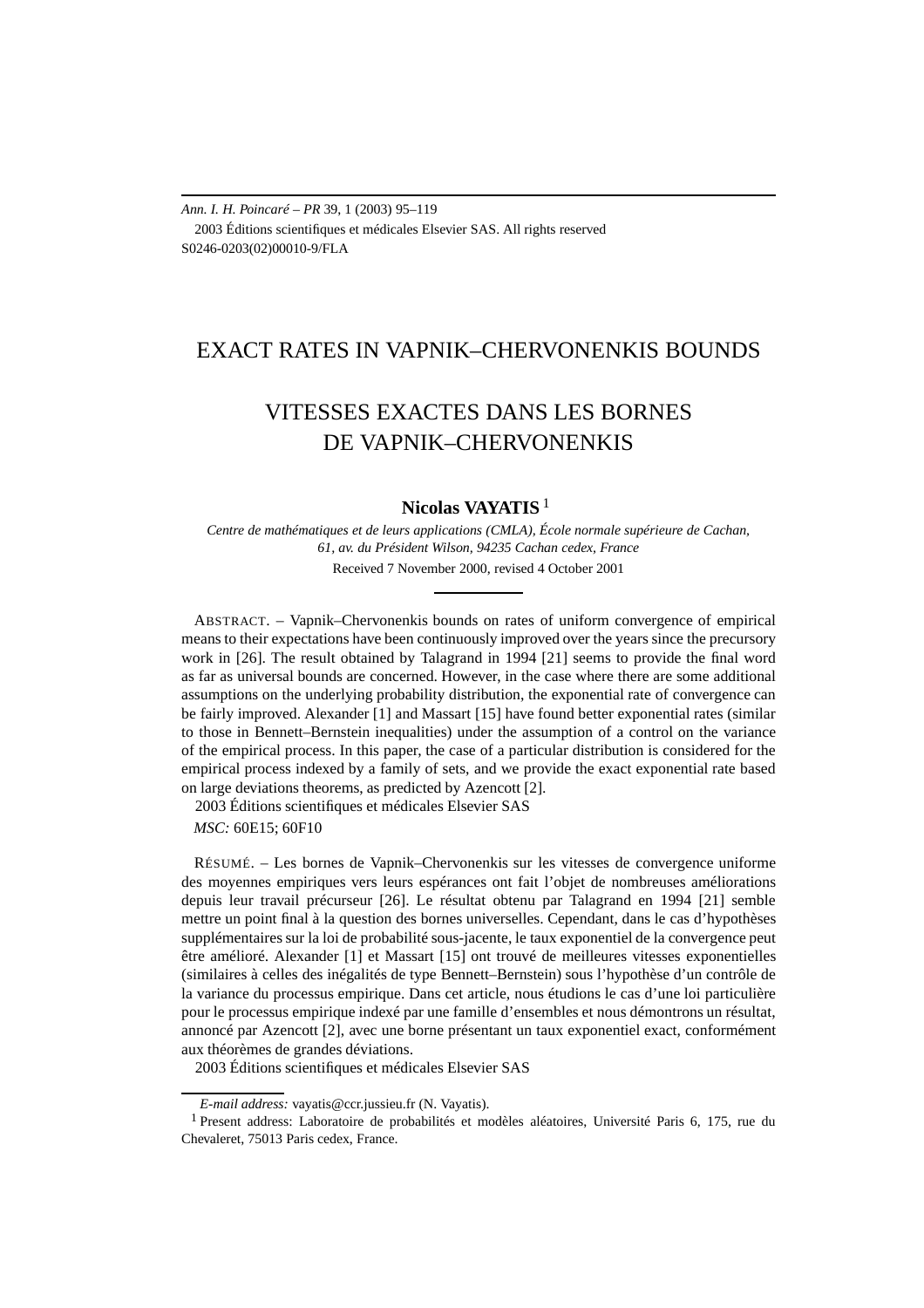# EXACT RATES IN VAPNIK–CHERVONENKIS BOUNDS

# VITESSES EXACTES DANS LES BORNES DE VAPNIK–CHERVONENKIS

**Nicolas VAYATIS** [1]

*Centre de mathématiques et de leurs applications (CMLA), École normale supérieure de Cachan, 61, av. du Président Wilson, 94235 Cachan cedex, France*

Received 7 November 2000, revised 4 October 2001

ABSTRACT. – Vapnik–Chervonenkis bounds on rates of uniform convergence of empirical means to their expectations have been continuously improved over the years since the precursory work in [26]. The result obtained by Talagrand in 1994 [21] seems to provide the final word as far as universal bounds are concerned. However, in the case where there are some additional assumptions on the underlying probability distribution, the exponential rate of convergence can be fairly improved. Alexander [1] and Massart [15] have found better exponential rates (similar to those in Bennett–Bernstein inequalities) under the assumption of a control on the variance of the empirical process. In this paper, the case of a particular distribution is considered for the empirical process indexed by a family of sets, and we provide the exact exponential rate based on large deviations theorems, as predicted by Azencott [2].

2003 Éditions scientifiques et médicales Elsevier SAS

*MSC:* 60E15; 60F10

RÉSUMÉ. – Les bornes de Vapnik–Chervonenkis sur les vitesses de convergence uniforme des moyennes empiriques vers leurs espérances ont fait l'objet de nombreuses améliorations depuis leur travail précurseur [26]. Le résultat obtenu par Talagrand en 1994 [21] semble mettre un point final à la question des bornes universelles. Cependant, dans le cas d'hypothèses supplémentaires sur la loi de probabilité sous-jacente, le taux exponentiel de la convergence peut être amélioré. Alexander [1] et Massart [15] ont trouvé de meilleures vitesses exponentielles (similaires à celles des inégalités de type Bennett–Bernstein) sous l'hypothèse d'un contrôle de la variance du processus empirique. Dans cet article, nous étudions le cas d'une loi particulière pour le processus empirique indexé par une famille d'ensembles et nous démontrons un résultat, annoncé par Azencott [2], avec une borne présentant un taux exponentiel exact, conformément aux théorèmes de grandes déviations.

2003 Éditions scientifiques et médicales Elsevier SAS

*E-mail address:* vayatis@ccr.jussieu.fr (N. Vayatis).

[1] Present address: Laboratoire de probabilités et modèles aléatoires, Université Paris 6, 175, rue du Chevaleret, 75013 Paris cedex, France.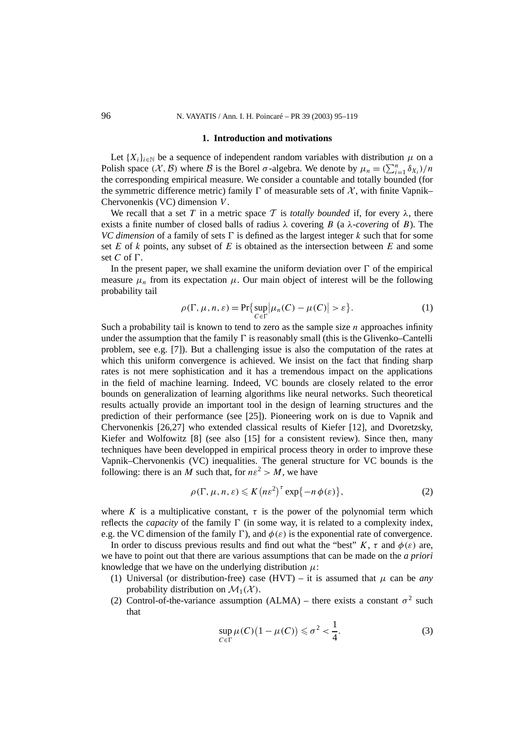## 1. Introduction and motivations

Let $\{X_i\}_{i\in\mathbb{N}}$ be a sequence of independent random variables with distribution $\mu$ on a Polish space $(\mathcal{X},\mathcal{B})$ where $\mathcal{B}$ is the Borel $\sigma$-algebra. We denote by $\mu_n = (\sum_{i=1}^n \delta_{X_i})/n$ the corresponding empirical measure. We consider a countable and totally bounded (for the symmetric difference metric) family $\Gamma$ of measurable sets of $\mathcal{X}$, with finite Vapnik–Chervonenkis (VC) dimension $V$.

We recall that a set $T$ in a metric space $\mathcal{T}$ is *totally bounded* if, for every $\lambda$, there exists a finite number of closed balls of radius $\lambda$ covering $B$ (a $\lambda$*-covering* of $B$). The *VC dimension* of a family of sets $\Gamma$ is defined as the largest integer $k$ such that for some set $E$ of $k$ points, any subset of $E$ is obtained as the intersection between $E$ and some set $C$ of $\Gamma$.

In the present paper, we shall examine the uniform deviation over $\Gamma$ of the empirical measure $\mu_n$ from its expectation $\mu$. Our main object of interest will be the following probability tail

$$\rho(\Gamma,\mu,n,\varepsilon) = \Pr\Big\{\sup_{C\in\Gamma}\big|\mu_n(C)-\mu(C)\big| > \varepsilon\Big\}. \tag{1}$$

Such a probability tail is known to tend to zero as the sample size $n$ approaches infinity under the assumption that the family $\Gamma$ is reasonably small (this is the Glivenko–Cantelli problem, see e.g. [7]). But a challenging issue is also the computation of the rates at which this uniform convergence is achieved. We insist on the fact that finding sharp rates is not mere sophistication and it has a tremendous impact on the applications in the field of machine learning. Indeed, VC bounds are closely related to the error bounds on generalization of learning algorithms like neural networks. Such theoretical results actually provide an important tool in the design of learning structures and the prediction of their performance (see [25]). Pioneering work on is due to Vapnik and Chervonenkis [26,27] who extended classical results of Kiefer [12], and Dvoretzsky, Kiefer and Wolfowitz [8] (see also [15] for a consistent review). Since then, many techniques have been developped in empirical process theory in order to improve these Vapnik–Chervonenkis (VC) inequalities. The general structure for VC bounds is the following: there is an $M$ such that, for $n\varepsilon^2 > M$, we have

$$\rho(\Gamma,\mu,n,\varepsilon) \leqslant K\big(n\varepsilon^2\big)^{\tau}\exp\big\{-n\,\phi(\varepsilon)\big\}, \tag{2}$$

where $K$ is a multiplicative constant, $\tau$ is the power of the polynomial term which reflects the *capacity* of the family $\Gamma$ (in some way, it is related to a complexity index, e.g. the VC dimension of the family $\Gamma$), and $\phi(\varepsilon)$ is the exponential rate of convergence.

In order to discuss previous results and find out what the "best" $K$, $\tau$ and $\phi(\varepsilon)$ are, we have to point out that there are various assumptions that can be made on the *a priori* knowledge that we have on the underlying distribution $\mu$:

(1) Universal (or distribution-free) case (HVT) – it is assumed that $\mu$ can be *any* probability distribution on $\mathcal{M}_1(\mathcal{X})$.

(2) Control-of-the-variance assumption (ALMA) – there exists a constant $\sigma^2$ such that

$$\sup_{C\in\Gamma}\mu(C)\big(1-\mu(C)\big) \leqslant \sigma^2 < \frac{1}{4}. \tag{3}$$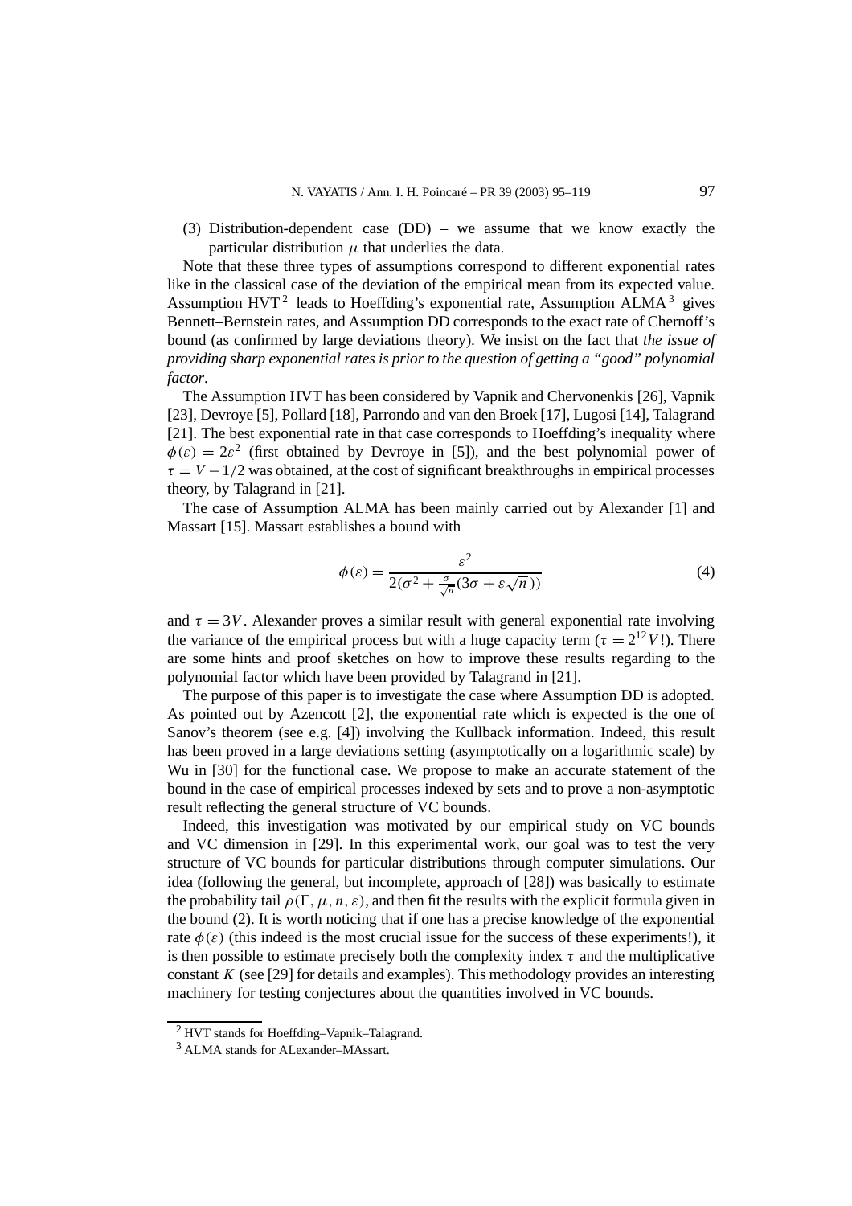(3) Distribution-dependent case (DD) – we assume that we know exactly the particular distribution $\mu$ that underlies the data.

Note that these three types of assumptions correspond to different exponential rates like in the classical case of the deviation of the empirical mean from its expected value. Assumption HVT[2] leads to Hoeffding's exponential rate, Assumption ALMA[3] gives Bennett–Bernstein rates, and Assumption DD corresponds to the exact rate of Chernoff's bound (as confirmed by large deviations theory). We insist on the fact that *the issue of providing sharp exponential rates is prior to the question of getting a "good" polynomial factor*.

The Assumption HVT has been considered by Vapnik and Chervonenkis [26], Vapnik [23], Devroye [5], Pollard [18], Parrondo and van den Broek [17], Lugosi [14], Talagrand [21]. The best exponential rate in that case corresponds to Hoeffding's inequality where $\phi(\varepsilon) = 2\varepsilon^2$ (first obtained by Devroye in [5]), and the best polynomial power of $\tau = V - 1/2$ was obtained, at the cost of significant breakthroughs in empirical processes theory, by Talagrand in [21].

The case of Assumption ALMA has been mainly carried out by Alexander [1] and Massart [15]. Massart establishes a bound with

$$\phi(\varepsilon) = \frac{\varepsilon^2}{2(\sigma^2 + \frac{\sigma}{\sqrt{n}}(3\sigma + \varepsilon\sqrt{n}))} \tag{4}$$

and $\tau = 3V$. Alexander proves a similar result with general exponential rate involving the variance of the empirical process but with a huge capacity term ($\tau = 2^{12}V!$). There are some hints and proof sketches on how to improve these results regarding to the polynomial factor which have been provided by Talagrand in [21].

The purpose of this paper is to investigate the case where Assumption DD is adopted. As pointed out by Azencott [2], the exponential rate which is expected is the one of Sanov's theorem (see e.g. [4]) involving the Kullback information. Indeed, this result has been proved in a large deviations setting (asymptotically on a logarithmic scale) by Wu in [30] for the functional case. We propose to make an accurate statement of the bound in the case of empirical processes indexed by sets and to prove a non-asymptotic result reflecting the general structure of VC bounds.

Indeed, this investigation was motivated by our empirical study on VC bounds and VC dimension in [29]. In this experimental work, our goal was to test the very structure of VC bounds for particular distributions through computer simulations. Our idea (following the general, but incomplete, approach of [28]) was basically to estimate the probability tail $\rho(\Gamma, \mu, n, \varepsilon)$, and then fit the results with the explicit formula given in the bound (2). It is worth noticing that if one has a precise knowledge of the exponential rate $\phi(\varepsilon)$ (this indeed is the most crucial issue for the success of these experiments!), it is then possible to estimate precisely both the complexity index $\tau$ and the multiplicative constant $K$ (see [29] for details and examples). This methodology provides an interesting machinery for testing conjectures about the quantities involved in VC bounds.

[2] HVT stands for Hoeffding–Vapnik–Talagrand.

[3] ALMA stands for ALexander–MAssart.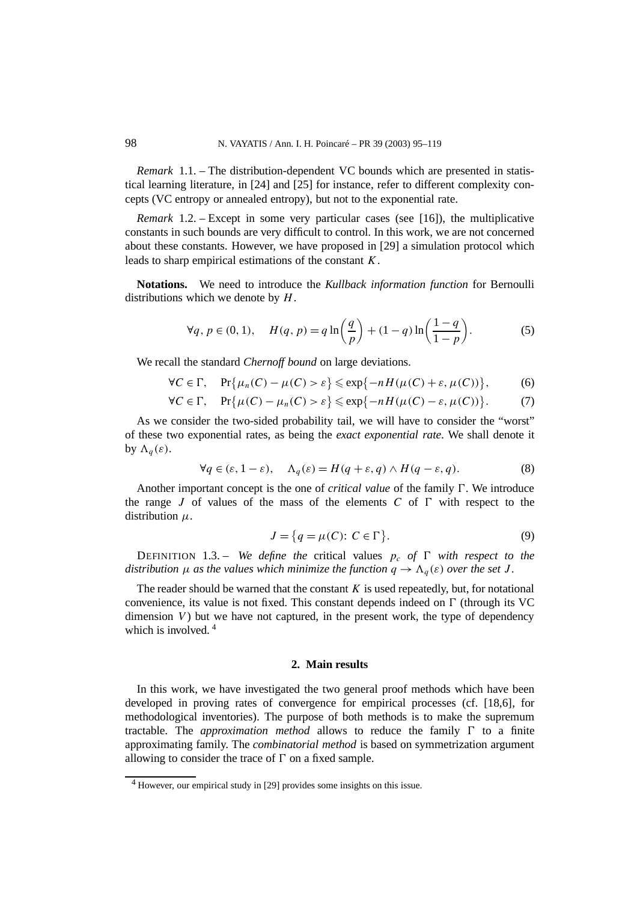*Remark* 1.1. – The distribution-dependent VC bounds which are presented in statistical learning literature, in [24] and [25] for instance, refer to different complexity concepts (VC entropy or annealed entropy), but not to the exponential rate.

*Remark* 1.2. – Except in some very particular cases (see [16]), the multiplicative constants in such bounds are very difficult to control. In this work, we are not concerned about these constants. However, we have proposed in [29] a simulation protocol which leads to sharp empirical estimations of the constant $K$.

**Notations.** We need to introduce the *Kullback information function* for Bernoulli distributions which we denote by $H$.

$$\forall q, p \in (0,1), \quad H(q,p) = q \ln\left(\frac{q}{p}\right) + (1-q)\ln\left(\frac{1-q}{1-p}\right). \tag{5}$$

We recall the standard *Chernoff bound* on large deviations.

$$\forall C \in \Gamma, \quad \Pr\{\mu_n(C) - \mu(C) > \varepsilon\} \leqslant \exp\{-nH(\mu(C)+\varepsilon, \mu(C))\}, \tag{6}$$

$$\forall C \in \Gamma, \quad \Pr\{\mu(C) - \mu_n(C) > \varepsilon\} \leqslant \exp\{-nH(\mu(C)-\varepsilon, \mu(C))\}. \tag{7}$$

As we consider the two-sided probability tail, we will have to consider the "worst" of these two exponential rates, as being the *exact exponential rate*. We shall denote it by $\Lambda_q(\varepsilon)$.

$$\forall q \in (\varepsilon, 1-\varepsilon), \quad \Lambda_q(\varepsilon) = H(q+\varepsilon, q) \wedge H(q-\varepsilon, q). \tag{8}$$

Another important concept is the one of *critical value* of the family $\Gamma$. We introduce the range $J$ of values of the mass of the elements $C$ of $\Gamma$ with respect to the distribution $\mu$.

$$J = \{q = \mu(C)\colon C \in \Gamma\}. \tag{9}$$

DEFINITION 1.3. – *We define the* critical values $p_c$ *of* $\Gamma$ *with respect to the distribution* $\mu$ *as the values which minimize the function* $q \to \Lambda_q(\varepsilon)$ *over the set* $J$.

The reader should be warned that the constant $K$ is used repeatedly, but, for notational convenience, its value is not fixed. This constant depends indeed on $\Gamma$ (through its VC dimension $V$) but we have not captured, in the present work, the type of dependency which is involved. [4]

## 2. Main results

In this work, we have investigated the two general proof methods which have been developed in proving rates of convergence for empirical processes (cf. [18,6], for methodological inventories). The purpose of both methods is to make the supremum tractable. The *approximation method* allows to reduce the family $\Gamma$ to a finite approximating family. The *combinatorial method* is based on symmetrization argument allowing to consider the trace of $\Gamma$ on a fixed sample.

[4] However, our empirical study in [29] provides some insights on this issue.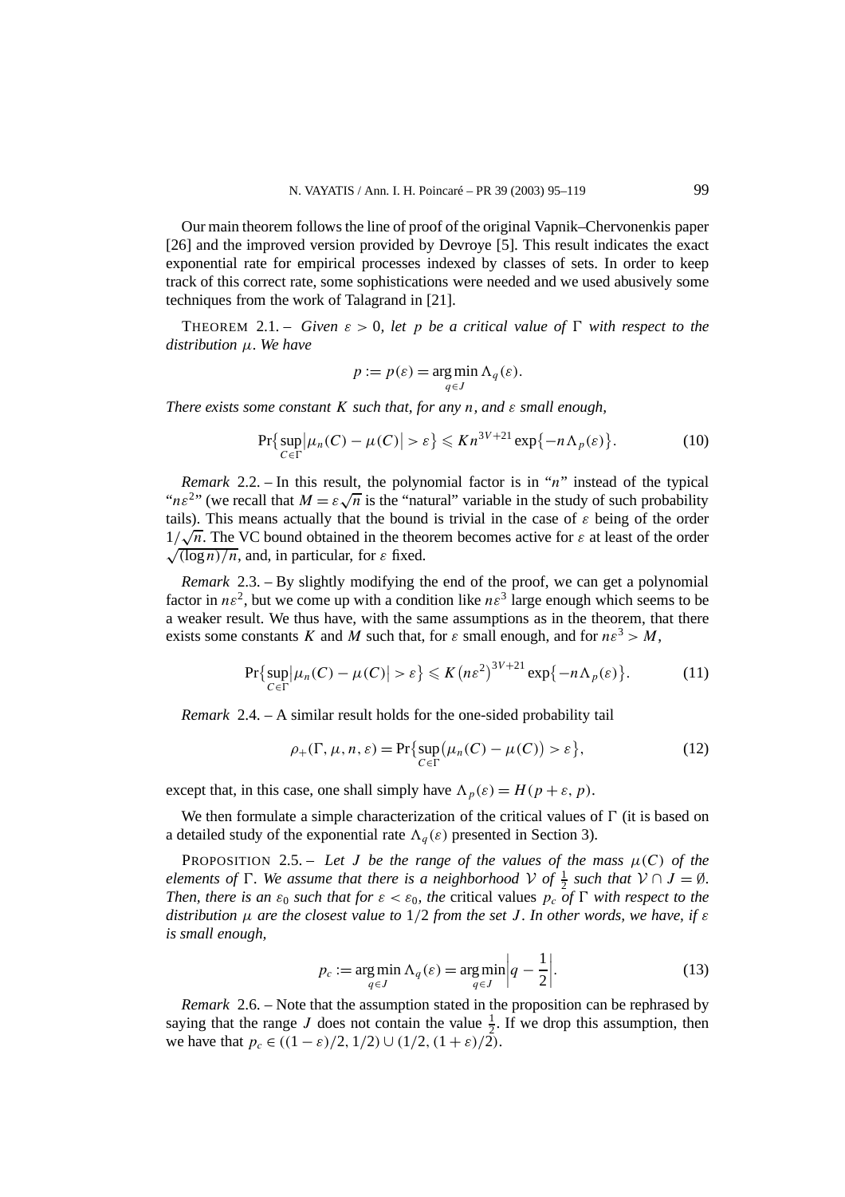Our main theorem follows the line of proof of the original Vapnik–Chervonenkis paper [26] and the improved version provided by Devroye [5]. This result indicates the exact exponential rate for empirical processes indexed by classes of sets. In order to keep track of this correct rate, some sophistications were needed and we used abusively some techniques from the work of Talagrand in [21].

THEOREM 2.1. – *Given $\varepsilon > 0$, let $p$ be a critical value of $\Gamma$ with respect to the distribution $\mu$. We have*

$$p := p(\varepsilon) = \arg\min_{q \in J} \Lambda_q(\varepsilon).$$

*There exists some constant $K$ such that, for any $n$, and $\varepsilon$ small enough,*

$$\Pr\left\{\sup_{C \in \Gamma} \left|\mu_n(C) - \mu(C)\right| > \varepsilon\right\} \leqslant K n^{3V+21} \exp\left\{-n\Lambda_p(\varepsilon)\right\}. \tag{10}$$

*Remark* 2.2. – In this result, the polynomial factor is in "$n$" instead of the typical "$n\varepsilon^2$" (we recall that $M = \varepsilon\sqrt{n}$ is the "natural" variable in the study of such probability tails). This means actually that the bound is trivial in the case of $\varepsilon$ being of the order $1/\sqrt{n}$. The VC bound obtained in the theorem becomes active for $\varepsilon$ at least of the order $\sqrt{(\log n)/n}$, and, in particular, for $\varepsilon$ fixed.

*Remark* 2.3. – By slightly modifying the end of the proof, we can get a polynomial factor in $n\varepsilon^2$, but we come up with a condition like $n\varepsilon^3$ large enough which seems to be a weaker result. We thus have, with the same assumptions as in the theorem, that there exists some constants $K$ and $M$ such that, for $\varepsilon$ small enough, and for $n\varepsilon^3 > M$,

$$\Pr\left\{\sup_{C \in \Gamma} \left|\mu_n(C) - \mu(C)\right| > \varepsilon\right\} \leqslant K \left(n\varepsilon^2\right)^{3V+21} \exp\left\{-n\Lambda_p(\varepsilon)\right\}. \tag{11}$$

*Remark* 2.4. – A similar result holds for the one-sided probability tail

$$\rho_+(\Gamma, \mu, n, \varepsilon) = \Pr\left\{\sup_{C \in \Gamma} \left(\mu_n(C) - \mu(C)\right) > \varepsilon\right\}, \tag{12}$$

except that, in this case, one shall simply have $\Lambda_p(\varepsilon) = H(p + \varepsilon, p)$.

We then formulate a simple characterization of the critical values of $\Gamma$ (it is based on a detailed study of the exponential rate $\Lambda_q(\varepsilon)$ presented in Section 3).

PROPOSITION 2.5. – *Let $J$ be the range of the values of the mass $\mu(C)$ of the elements of $\Gamma$. We assume that there is a neighborhood $\mathcal{V}$ of $\frac{1}{2}$ such that $\mathcal{V} \cap J = \emptyset$. Then, there is an $\varepsilon_0$ such that for $\varepsilon < \varepsilon_0$, the* critical values *$p_c$ of $\Gamma$ with respect to the distribution $\mu$ are the closest value to $1/2$ from the set $J$. In other words, we have, if $\varepsilon$ is small enough,*

$$p_c := \arg\min_{q \in J} \Lambda_q(\varepsilon) = \arg\min_{q \in J} \left|q - \frac{1}{2}\right|. \tag{13}$$

*Remark* 2.6. – Note that the assumption stated in the proposition can be rephrased by saying that the range $J$ does not contain the value $\frac{1}{2}$. If we drop this assumption, then we have that $p_c \in ((1 - \varepsilon)/2, 1/2) \cup (1/2, (1 + \varepsilon)/2)$.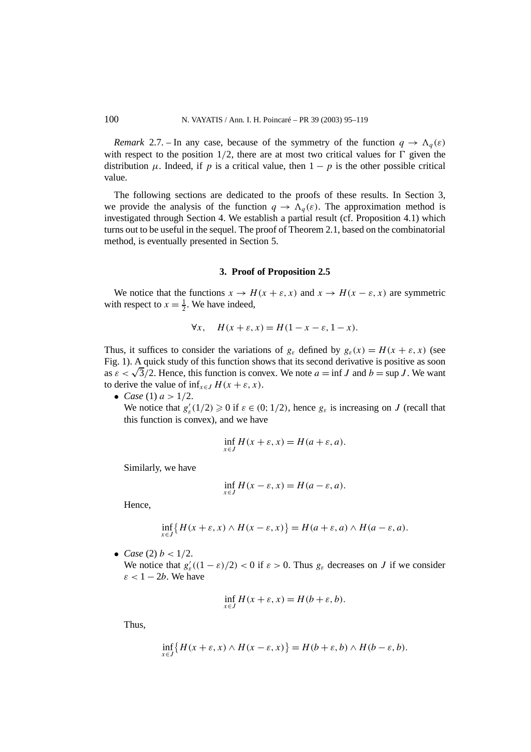*Remark* 2.7. – In any case, because of the symmetry of the function $q \to \Lambda_q(\varepsilon)$ with respect to the position $1/2$, there are at most two critical values for $\Gamma$ given the distribution $\mu$. Indeed, if $p$ is a critical value, then $1-p$ is the other possible critical value.

The following sections are dedicated to the proofs of these results. In Section 3, we provide the analysis of the function $q \to \Lambda_q(\varepsilon)$. The approximation method is investigated through Section 4. We establish a partial result (cf. Proposition 4.1) which turns out to be useful in the sequel. The proof of Theorem 2.1, based on the combinatorial method, is eventually presented in Section 5.

## 3. Proof of Proposition 2.5

We notice that the functions $x \to H(x+\varepsilon, x)$ and $x \to H(x-\varepsilon, x)$ are symmetric with respect to $x = \frac{1}{2}$. We have indeed,

$$\forall x, \quad H(x+\varepsilon, x) = H(1-x-\varepsilon, 1-x).$$

Thus, it suffices to consider the variations of $g_\varepsilon$ defined by $g_\varepsilon(x) = H(x+\varepsilon, x)$ (see Fig. 1). A quick study of this function shows that its second derivative is positive as soon as $\varepsilon < \sqrt{3}/2$. Hence, this function is convex. We note $a = \inf J$ and $b = \sup J$. We want to derive the value of $\inf_{x \in J} H(x+\varepsilon, x)$.

- *Case* (1) $a > 1/2$.
  We notice that $g'_\varepsilon(1/2) \geqslant 0$ if $\varepsilon \in (0; 1/2)$, hence $g_\varepsilon$ is increasing on $J$ (recall that this function is convex), and we have

$$\inf_{x \in J} H(x+\varepsilon, x) = H(a+\varepsilon, a).$$

  Similarly, we have

$$\inf_{x \in J} H(x-\varepsilon, x) = H(a-\varepsilon, a).$$

  Hence,

$$\inf_{x \in J} \big\{ H(x+\varepsilon, x) \wedge H(x-\varepsilon, x) \big\} = H(a+\varepsilon, a) \wedge H(a-\varepsilon, a).$$

- *Case* (2) $b < 1/2$.
  We notice that $g'_\varepsilon((1-\varepsilon)/2) < 0$ if $\varepsilon > 0$. Thus $g_\varepsilon$ decreases on $J$ if we consider $\varepsilon < 1 - 2b$. We have

$$\inf_{x \in J} H(x+\varepsilon, x) = H(b+\varepsilon, b).$$

  Thus,

$$\inf_{x \in J} \big\{ H(x+\varepsilon, x) \wedge H(x-\varepsilon, x) \big\} = H(b+\varepsilon, b) \wedge H(b-\varepsilon, b).$$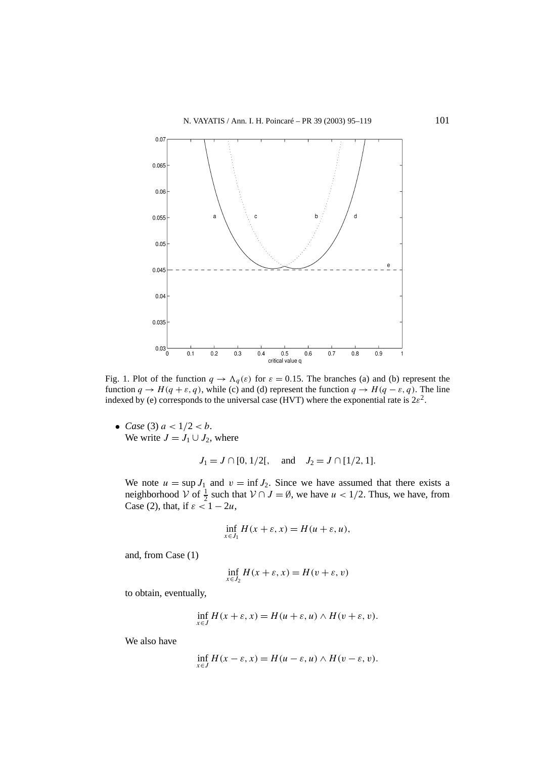Fig. 1. Plot of the function $q \to \Lambda_q(\varepsilon)$ for $\varepsilon = 0.15$. The branches (a) and (b) represent the function $q \to H(q+\varepsilon, q)$, while (c) and (d) represent the function $q \to H(q-\varepsilon, q)$. The line indexed by (e) corresponds to the universal case (HVT) where the exponential rate is $2\varepsilon^2$.

- *Case* (3) $a < 1/2 < b$.
  We write $J = J_1 \cup J_2$, where

$$J_1 = J \cap [0, 1/2[, \quad \text{and} \quad J_2 = J \cap [1/2, 1].$$

We note $u = \sup J_1$ and $v = \inf J_2$. Since we have assumed that there exists a neighborhood $\mathcal{V}$ of $\frac{1}{2}$ such that $\mathcal{V} \cap J = \emptyset$, we have $u < 1/2$. Thus, we have, from Case (2), that, if $\varepsilon < 1 - 2u$,

$$\inf_{x \in J_1} H(x+\varepsilon, x) = H(u+\varepsilon, u),$$

and, from Case (1)

$$\inf_{x \in J_2} H(x+\varepsilon, x) = H(v+\varepsilon, v)$$

to obtain, eventually,

$$\inf_{x \in J} H(x+\varepsilon, x) = H(u+\varepsilon, u) \wedge H(v+\varepsilon, v).$$

We also have

$$\inf_{x \in J} H(x-\varepsilon, x) = H(u-\varepsilon, u) \wedge H(v-\varepsilon, v).$$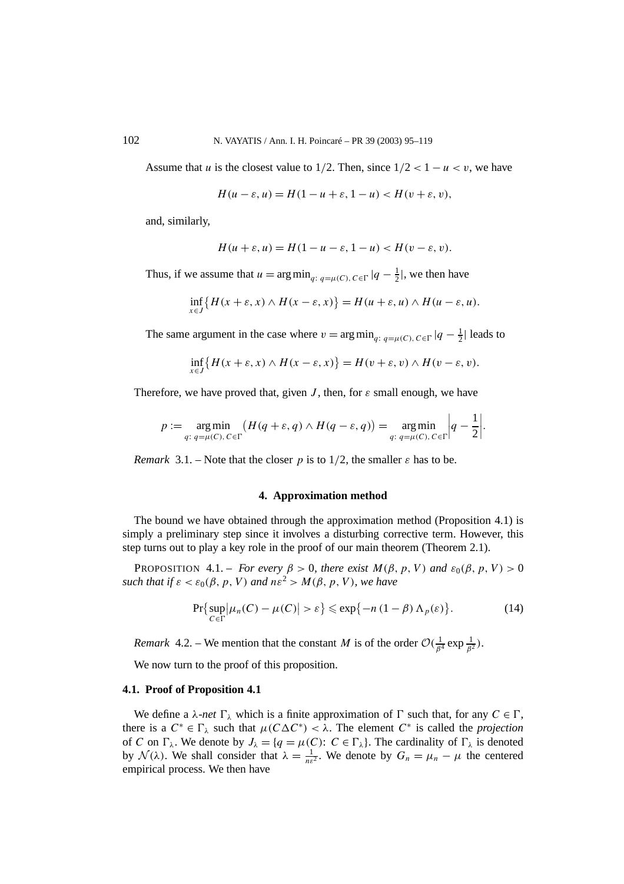Assume that $u$ is the closest value to $1/2$. Then, since $1/2 < 1 - u < v$, we have

$$H(u - \varepsilon, u) = H(1 - u + \varepsilon, 1 - u) < H(v + \varepsilon, v),$$

and, similarly,

$$H(u + \varepsilon, u) = H(1 - u - \varepsilon, 1 - u) < H(v - \varepsilon, v).$$

Thus, if we assume that $u = \arg\min_{q:\, q=\mu(C),\, C\in\Gamma} |q - \frac{1}{2}|$, we then have

$$\inf_{x\in J}\bigl\{H(x+\varepsilon, x) \wedge H(x-\varepsilon, x)\bigr\} = H(u+\varepsilon, u) \wedge H(u-\varepsilon, u).$$

The same argument in the case where $v = \arg\min_{q:\, q=\mu(C),\, C\in\Gamma} |q - \frac{1}{2}|$ leads to

$$\inf_{x\in J}\bigl\{H(x+\varepsilon, x) \wedge H(x-\varepsilon, x)\bigr\} = H(v+\varepsilon, v) \wedge H(v-\varepsilon, v).$$

Therefore, we have proved that, given $J$, then, for $\varepsilon$ small enough, we have

$$p := \mathop{\arg\min}_{q:\, q=\mu(C),\, C\in\Gamma} \bigl(H(q+\varepsilon, q) \wedge H(q-\varepsilon, q)\bigr) = \mathop{\arg\min}_{q:\, q=\mu(C),\, C\in\Gamma} \left|q - \frac{1}{2}\right|.$$

*Remark* 3.1. – Note that the closer $p$ is to $1/2$, the smaller $\varepsilon$ has to be.

## 4. Approximation method

The bound we have obtained through the approximation method (Proposition 4.1) is simply a preliminary step since it involves a disturbing corrective term. However, this step turns out to play a key role in the proof of our main theorem (Theorem 2.1).

PROPOSITION 4.1. – *For every $\beta > 0$, there exist $M(\beta, p, V)$ and $\varepsilon_0(\beta, p, V) > 0$ such that if $\varepsilon < \varepsilon_0(\beta, p, V)$ and $n\varepsilon^2 > M(\beta, p, V)$, we have*

$$\Pr\bigl\{\sup_{C\in\Gamma}\bigl|\mu_n(C) - \mu(C)\bigr| > \varepsilon\bigr\} \leqslant \exp\bigl\{-n\,(1-\beta)\,\Lambda_p(\varepsilon)\bigr\}. \tag{14}$$

*Remark* 4.2. – We mention that the constant $M$ is of the order $\mathcal{O}(\frac{1}{\beta^4}\exp\frac{1}{\beta^2})$.

We now turn to the proof of this proposition.

### 4.1. Proof of Proposition 4.1

We define a $\lambda$-*net* $\Gamma_\lambda$ which is a finite approximation of $\Gamma$ such that, for any $C \in \Gamma$, there is a $C^* \in \Gamma_\lambda$ such that $\mu(C \Delta C^*) < \lambda$. The element $C^*$ is called the *projection* of $C$ on $\Gamma_\lambda$. We denote by $J_\lambda = \{q = \mu(C)\colon C \in \Gamma_\lambda\}$. The cardinality of $\Gamma_\lambda$ is denoted by $\mathcal{N}(\lambda)$. We shall consider that $\lambda = \frac{1}{n\varepsilon^2}$. We denote by $G_n = \mu_n - \mu$ the centered empirical process. We then have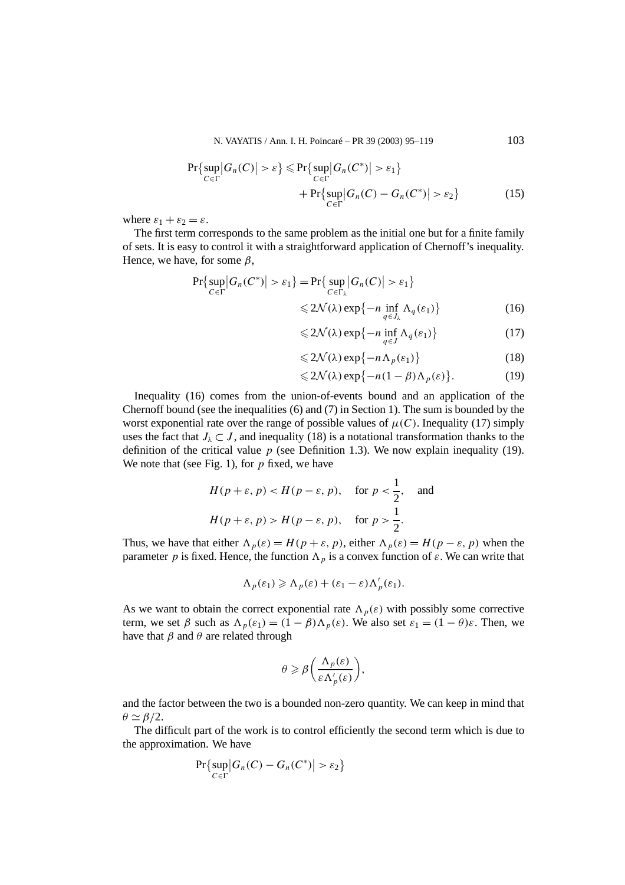$$
\Pr\Big\{\sup_{C\in\Gamma}\big|G_n(C)\big| > \varepsilon\Big\} \leqslant \Pr\Big\{\sup_{C\in\Gamma}\big|G_n(C^*)\big| > \varepsilon_1\Big\} + \Pr\Big\{\sup_{C\in\Gamma}\big|G_n(C) - G_n(C^*)\big| > \varepsilon_2\Big\} \tag{15}
$$

where $\varepsilon_1 + \varepsilon_2 = \varepsilon$.

The first term corresponds to the same problem as the initial one but for a finite family of sets. It is easy to control it with a straightforward application of Chernoff's inequality. Hence, we have, for some $\beta$,

$$
\begin{aligned}
\Pr\Big\{\sup_{C\in\Gamma}\big|G_n(C^*)\big| > \varepsilon_1\Big\} &= \Pr\Big\{\sup_{C\in\Gamma_\lambda}\big|G_n(C)\big| > \varepsilon_1\Big\} \\
&\leqslant 2\mathcal{N}(\lambda)\exp\Big\{-n \inf_{q\in J_\lambda} \Lambda_q(\varepsilon_1)\Big\} \qquad (16)\\
&\leqslant 2\mathcal{N}(\lambda)\exp\Big\{-n \inf_{q\in J} \Lambda_q(\varepsilon_1)\Big\} \qquad (17)\\
&\leqslant 2\mathcal{N}(\lambda)\exp\big\{-n \Lambda_p(\varepsilon_1)\big\} \qquad (18)\\
&\leqslant 2\mathcal{N}(\lambda)\exp\big\{-n(1-\beta) \Lambda_p(\varepsilon)\big\}. \qquad (19)
\end{aligned}
$$

Inequality (16) comes from the union-of-events bound and an application of the Chernoff bound (see the inequalities (6) and (7) in Section 1). The sum is bounded by the worst exponential rate over the range of possible values of $\mu(C)$. Inequality (17) simply uses the fact that $J_\lambda \subset J$, and inequality (18) is a notational transformation thanks to the definition of the critical value $p$ (see Definition 1.3). We now explain inequality (19). We note that (see Fig. 1), for $p$ fixed, we have

$$
H(p+\varepsilon, p) < H(p-\varepsilon, p), \quad \text{for } p < \frac{1}{2}, \quad \text{and}
$$

$$
H(p+\varepsilon, p) > H(p-\varepsilon, p), \quad \text{for } p > \frac{1}{2}.
$$

Thus, we have that either $\Lambda_p(\varepsilon) = H(p+\varepsilon, p)$, either $\Lambda_p(\varepsilon) = H(p-\varepsilon, p)$ when the parameter $p$ is fixed. Hence, the function $\Lambda_p$ is a convex function of $\varepsilon$. We can write that

$$
\Lambda_p(\varepsilon_1) \geqslant \Lambda_p(\varepsilon) + (\varepsilon_1 - \varepsilon)\Lambda_p'(\varepsilon_1).
$$

As we want to obtain the correct exponential rate $\Lambda_p(\varepsilon)$ with possibly some corrective term, we set $\beta$ such as $\Lambda_p(\varepsilon_1) = (1-\beta)\Lambda_p(\varepsilon)$. We also set $\varepsilon_1 = (1-\theta)\varepsilon$. Then, we have that $\beta$ and $\theta$ are related through

$$
\theta \geqslant \beta\left(\frac{\Lambda_p(\varepsilon)}{\varepsilon\Lambda_p'(\varepsilon)}\right),
$$

and the factor between the two is a bounded non-zero quantity. We can keep in mind that $\theta \simeq \beta/2$.

The difficult part of the work is to control efficiently the second term which is due to the approximation. We have

$$
\Pr\Big\{\sup_{C\in\Gamma}\big|G_n(C) - G_n(C^*)\big| > \varepsilon_2\Big\}
$$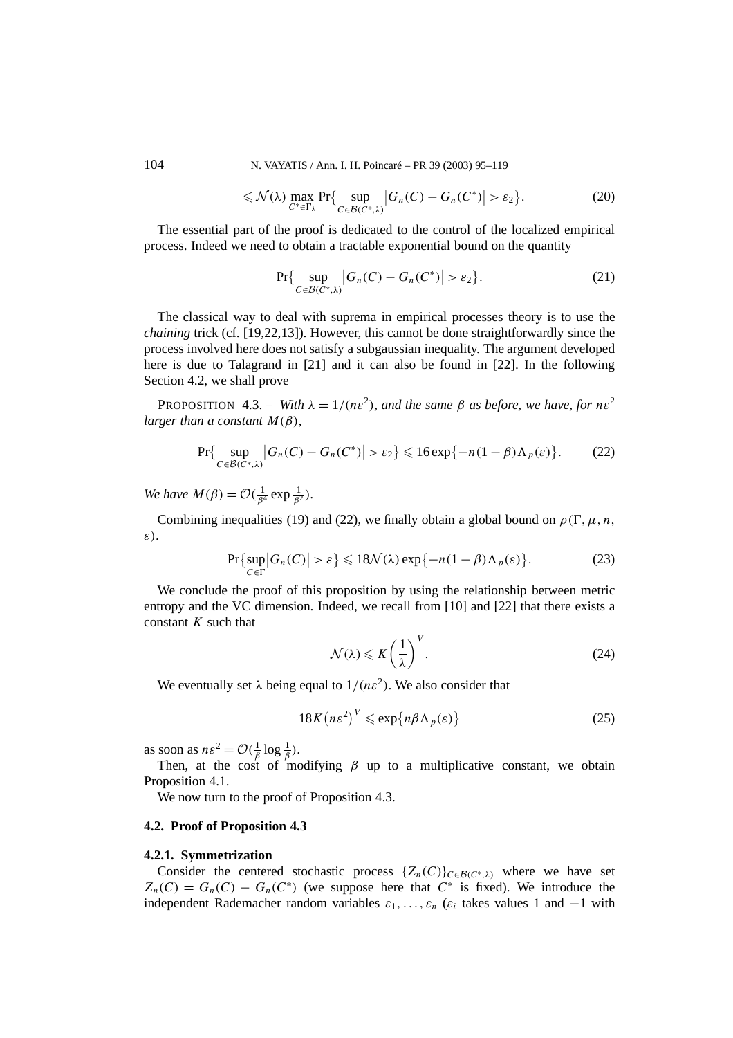$$\leqslant \mathcal{N}(\lambda) \max_{C^* \in \Gamma_\lambda} \Pr\Big\{ \sup_{C \in \mathcal{B}(C^*, \lambda)} \big| G_n(C) - G_n(C^*) \big| > \varepsilon_2 \Big\}. \tag{20}$$

The essential part of the proof is dedicated to the control of the localized empirical process. Indeed we need to obtain a tractable exponential bound on the quantity

$$\Pr\Big\{ \sup_{C \in \mathcal{B}(C^*, \lambda)} \big| G_n(C) - G_n(C^*) \big| > \varepsilon_2 \Big\}. \tag{21}$$

The classical way to deal with suprema in empirical processes theory is to use the *chaining* trick (cf. [19,22,13]). However, this cannot be done straightforwardly since the process involved here does not satisfy a subgaussian inequality. The argument developed here is due to Talagrand in [21] and it can also be found in [22]. In the following Section 4.2, we shall prove

PROPOSITION 4.3. – *With $\lambda = 1/(n\varepsilon^2)$, and the same $\beta$ as before, we have, for $n\varepsilon^2$ larger than a constant $M(\beta)$,*

$$\Pr\Big\{ \sup_{C \in \mathcal{B}(C^*, \lambda)} \big| G_n(C) - G_n(C^*) \big| > \varepsilon_2 \Big\} \leqslant 16 \exp\big\{ -n(1-\beta)\Lambda_p(\varepsilon) \big\}. \tag{22}$$

*We have $M(\beta) = \mathcal{O}(\frac{1}{\beta^4} \exp \frac{1}{\beta^2})$.*

Combining inequalities (19) and (22), we finally obtain a global bound on $\rho(\Gamma, \mu, n, \varepsilon)$.

$$\Pr\Big\{ \sup_{C \in \Gamma} \big| G_n(C) \big| > \varepsilon \Big\} \leqslant 18 \mathcal{N}(\lambda) \exp\big\{ -n(1-\beta)\Lambda_p(\varepsilon) \big\}. \tag{23}$$

We conclude the proof of this proposition by using the relationship between metric entropy and the VC dimension. Indeed, we recall from [10] and [22] that there exists a constant $K$ such that

$$\mathcal{N}(\lambda) \leqslant K \left( \frac{1}{\lambda} \right)^V. \tag{24}$$

We eventually set $\lambda$ being equal to $1/(n\varepsilon^2)$. We also consider that

$$18K \big( n\varepsilon^2 \big)^V \leqslant \exp\big\{ n\beta\Lambda_p(\varepsilon) \big\} \tag{25}$$

as soon as $n\varepsilon^2 = \mathcal{O}(\frac{1}{\beta} \log \frac{1}{\beta})$.

Then, at the cost of modifying $\beta$ up to a multiplicative constant, we obtain Proposition 4.1.

We now turn to the proof of Proposition 4.3.

### 4.2. Proof of Proposition 4.3

#### 4.2.1. Symmetrization

Consider the centered stochastic process $\{Z_n(C)\}_{C \in \mathcal{B}(C^*, \lambda)}$ where we have set $Z_n(C) = G_n(C) - G_n(C^*)$ (we suppose here that $C^*$ is fixed). We introduce the independent Rademacher random variables $\varepsilon_1, \ldots, \varepsilon_n$ ($\varepsilon_i$ takes values 1 and $-1$ with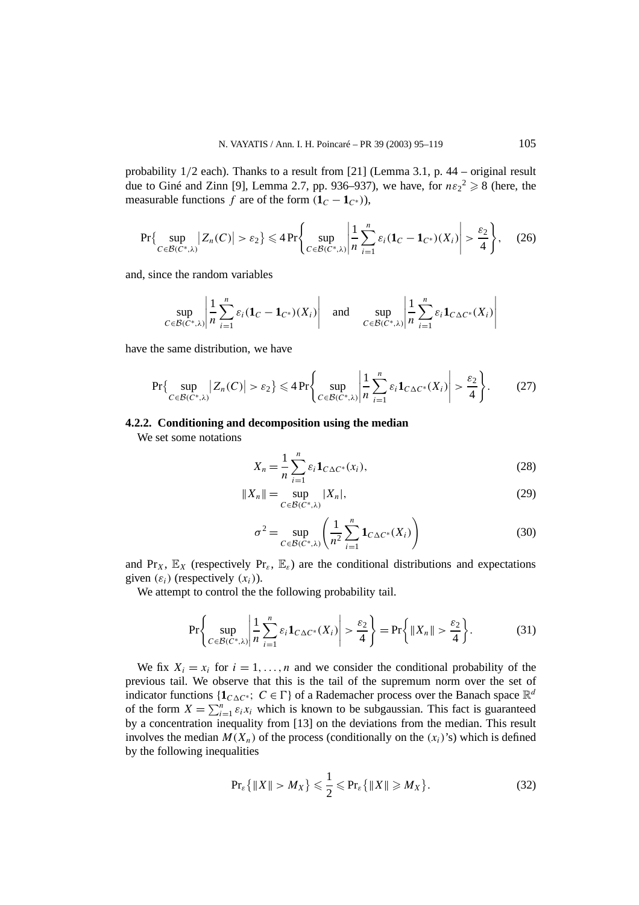probability 1/2 each). Thanks to a result from [21] (Lemma 3.1, p. 44 – original result due to Giné and Zinn [9], Lemma 2.7, pp. 936–937), we have, for $n\varepsilon_2{}^2 \geqslant 8$ (here, the measurable functions $f$ are of the form $(\mathbf{1}_C - \mathbf{1}_{C^*})$),

$$\Pr\Big\{\sup_{C\in\mathcal{B}(C^*,\lambda)}\big|Z_n(C)\big| > \varepsilon_2\Big\} \leqslant 4\Pr\left\{\sup_{C\in\mathcal{B}(C^*,\lambda)}\left|\frac{1}{n}\sum_{i=1}^n \varepsilon_i(\mathbf{1}_C - \mathbf{1}_{C^*})(X_i)\right| > \frac{\varepsilon_2}{4}\right\}, \tag{26}$$

and, since the random variables

$$\sup_{C\in\mathcal{B}(C^*,\lambda)}\left|\frac{1}{n}\sum_{i=1}^n \varepsilon_i(\mathbf{1}_C - \mathbf{1}_{C^*})(X_i)\right| \quad \text{and} \quad \sup_{C\in\mathcal{B}(C^*,\lambda)}\left|\frac{1}{n}\sum_{i=1}^n \varepsilon_i\mathbf{1}_{C\Delta C^*}(X_i)\right|$$

have the same distribution, we have

$$\Pr\Big\{\sup_{C\in\mathcal{B}(C^*,\lambda)}\big|Z_n(C)\big| > \varepsilon_2\Big\} \leqslant 4\Pr\left\{\sup_{C\in\mathcal{B}(C^*,\lambda)}\left|\frac{1}{n}\sum_{i=1}^n \varepsilon_i\mathbf{1}_{C\Delta C^*}(X_i)\right| > \frac{\varepsilon_2}{4}\right\}. \tag{27}$$

#### 4.2.2. Conditioning and decomposition using the median

We set some notations

$$X_n = \frac{1}{n}\sum_{i=1}^n \varepsilon_i\mathbf{1}_{C\Delta C^*}(x_i), \tag{28}$$

$$\|X_n\| = \sup_{C\in\mathcal{B}(C^*,\lambda)}|X_n|, \tag{29}$$

$$\sigma^2 = \sup_{C\in\mathcal{B}(C^*,\lambda)}\left(\frac{1}{n^2}\sum_{i=1}^n \mathbf{1}_{C\Delta C^*}(X_i)\right) \tag{30}$$

and $\Pr_X$, $\mathbb{E}_X$ (respectively $\Pr_\varepsilon$, $\mathbb{E}_\varepsilon$) are the conditional distributions and expectations given $(\varepsilon_i)$ (respectively $(x_i)$).

We attempt to control the the following probability tail.

$$\Pr\left\{\sup_{C\in\mathcal{B}(C^*,\lambda)}\left|\frac{1}{n}\sum_{i=1}^n \varepsilon_i\mathbf{1}_{C\Delta C^*}(X_i)\right| > \frac{\varepsilon_2}{4}\right\} = \Pr\left\{\|X_n\| > \frac{\varepsilon_2}{4}\right\}. \tag{31}$$

We fix $X_i = x_i$ for $i = 1, \ldots, n$ and we consider the conditional probability of the previous tail. We observe that this is the tail of the supremum norm over the set of indicator functions $\{\mathbf{1}_{C\Delta C^*};\ C \in \Gamma\}$ of a Rademacher process over the Banach space $\mathbb{R}^d$ of the form $X = \sum_{i=1}^n \varepsilon_i x_i$ which is known to be subgaussian. This fact is guaranteed by a concentration inequality from [13] on the deviations from the median. This result involves the median $M(X_n)$ of the process (conditionally on the $(x_i)$'s) which is defined by the following inequalities

$$\Pr_\varepsilon\big\{\|X\| > M_X\big\} \leqslant \frac{1}{2} \leqslant \Pr_\varepsilon\big\{\|X\| \geqslant M_X\big\}. \tag{32}$$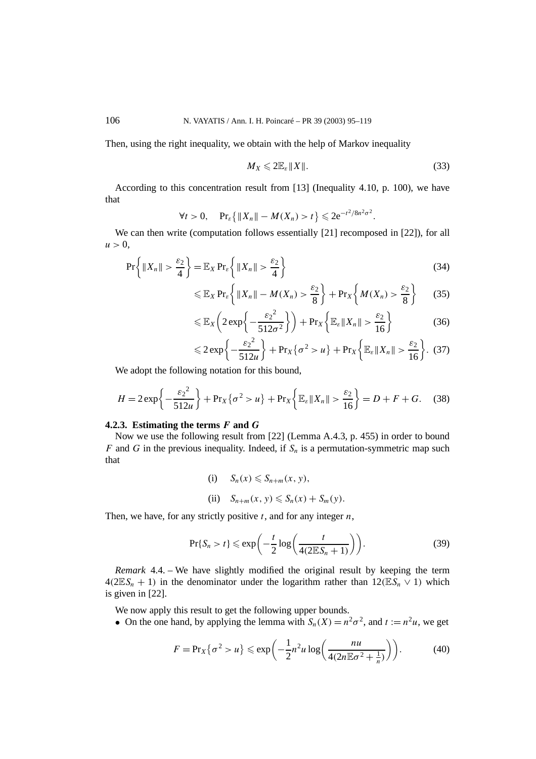Then, using the right inequality, we obtain with the help of Markov inequality

$$M_X \leqslant 2\mathbb{E}_\varepsilon \|X\|. \tag{33}$$

According to this concentration result from [13] (Inequality 4.10, p. 100), we have that

$$\forall t > 0, \quad \Pr_\varepsilon\big\{\|X_n\| - M(X_n) > t\big\} \leqslant 2\mathrm{e}^{-t^2/8n^2\sigma^2}.$$

We can then write (computation follows essentially [21] recomposed in [22]), for all $u > 0$,

$$\Pr\left\{\|X_n\| > \frac{\varepsilon_2}{4}\right\} = \mathbb{E}_X \Pr_\varepsilon\left\{\|X_n\| > \frac{\varepsilon_2}{4}\right\} \tag{34}$$

$$\leqslant \mathbb{E}_X \Pr_\varepsilon\left\{\|X_n\| - M(X_n) > \frac{\varepsilon_2}{8}\right\} + \Pr_X\left\{M(X_n) > \frac{\varepsilon_2}{8}\right\} \tag{35}$$

$$\leqslant \mathbb{E}_X\left(2\exp\left\{-\frac{{\varepsilon_2}^2}{512\sigma^2}\right\}\right) + \Pr_X\left\{\mathbb{E}_\varepsilon\|X_n\| > \frac{\varepsilon_2}{16}\right\} \tag{36}$$

$$\leqslant 2\exp\left\{-\frac{{\varepsilon_2}^2}{512u}\right\} + \Pr_X\{\sigma^2 > u\} + \Pr_X\left\{\mathbb{E}_\varepsilon\|X_n\| > \frac{\varepsilon_2}{16}\right\}. \tag{37}$$

We adopt the following notation for this bound,

$$H = 2\exp\left\{-\frac{{\varepsilon_2}^2}{512u}\right\} + \Pr_X\{\sigma^2 > u\} + \Pr_X\left\{\mathbb{E}_\varepsilon\|X_n\| > \frac{\varepsilon_2}{16}\right\} = D + F + G. \tag{38}$$

#### 4.2.3. Estimating the terms $F$ and $G$

Now we use the following result from [22] (Lemma A.4.3, p. 455) in order to bound $F$ and $G$ in the previous inequality. Indeed, if $S_n$ is a permutation-symmetric map such that

$$\text{(i)} \quad S_n(x) \leqslant S_{n+m}(x, y),$$

$$\text{(ii)} \quad S_{n+m}(x, y) \leqslant S_n(x) + S_m(y).$$

Then, we have, for any strictly positive $t$, and for any integer $n$,

$$\Pr\{S_n > t\} \leqslant \exp\left(-\frac{t}{2}\log\left(\frac{t}{4(2\mathbb{E}S_n + 1)}\right)\right). \tag{39}$$

*Remark* 4.4. – We have slightly modified the original result by keeping the term $4(2\mathbb{E}S_n + 1)$ in the denominator under the logarithm rather than $12(\mathbb{E}S_n \vee 1)$ which is given in [22].

We now apply this result to get the following upper bounds.

- On the one hand, by applying the lemma with $S_n(X) = n^2\sigma^2$, and $t := n^2u$, we get

$$F = \Pr_X\{\sigma^2 > u\} \leqslant \exp\left(-\frac{1}{2}n^2u\log\left(\frac{nu}{4(2n\mathbb{E}\sigma^2 + \frac{1}{n})}\right)\right). \tag{40}$$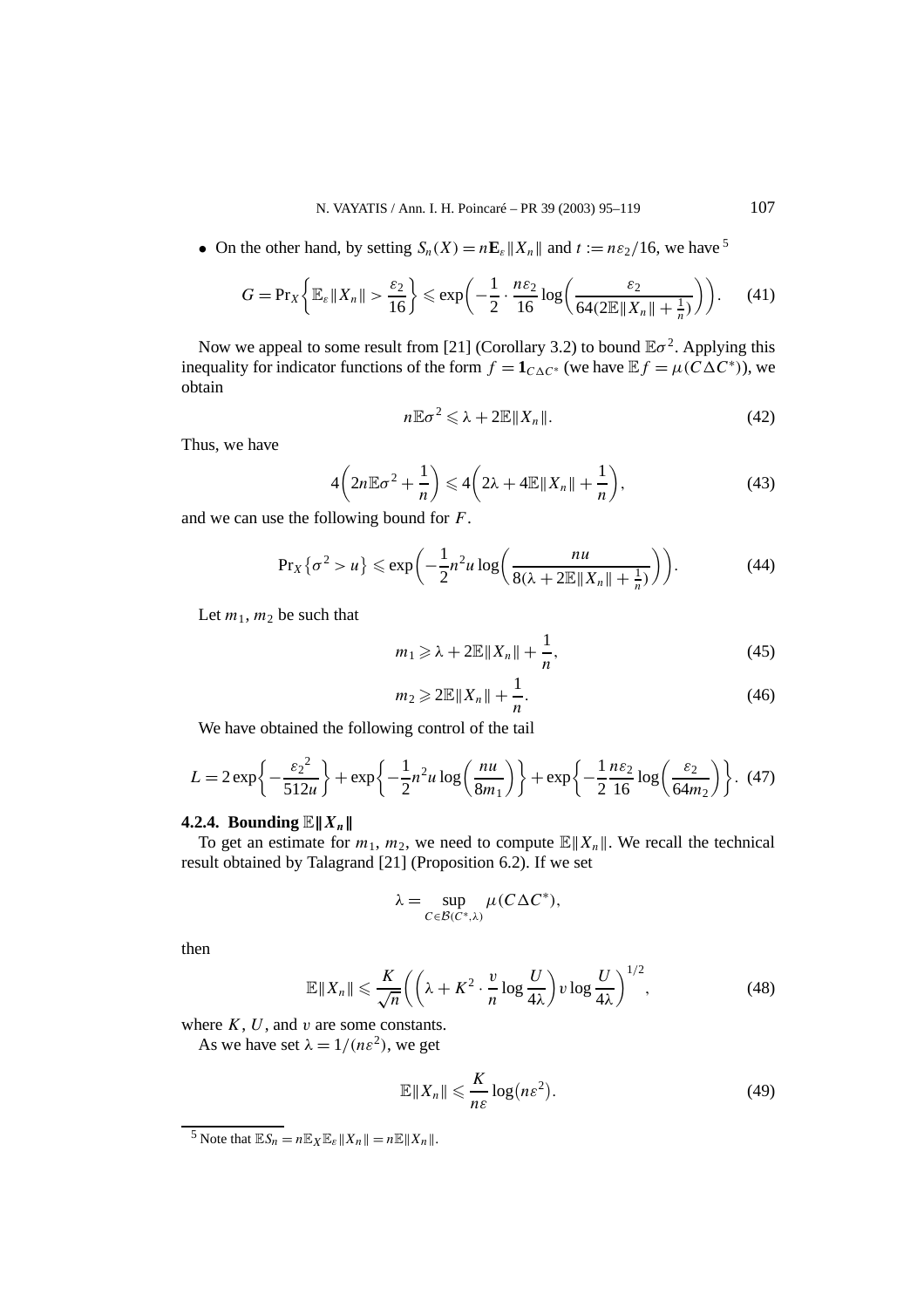- On the other hand, by setting $S_n(X) = n\mathbf{E}_\varepsilon \|X_n\|$ and $t := n\varepsilon_2/16$, we have [5]

$$G = \Pr_X\left\{\mathbb{E}_\varepsilon\|X_n\| > \frac{\varepsilon_2}{16}\right\} \leqslant \exp\left(-\frac{1}{2} \cdot \frac{n\varepsilon_2}{16} \log\left(\frac{\varepsilon_2}{64(2\mathbb{E}\|X_n\| + \frac{1}{n})}\right)\right). \tag{41}$$

Now we appeal to some result from [21] (Corollary 3.2) to bound $\mathbb{E}\sigma^2$. Applying this inequality for indicator functions of the form $f = \mathbf{1}_{C\Delta C^*}$ (we have $\mathbb{E}f = \mu(C\Delta C^*)$), we obtain

$$n\mathbb{E}\sigma^2 \leqslant \lambda + 2\mathbb{E}\|X_n\|. \tag{42}$$

Thus, we have

$$4\left(2n\mathbb{E}\sigma^2 + \frac{1}{n}\right) \leqslant 4\left(2\lambda + 4\mathbb{E}\|X_n\| + \frac{1}{n}\right), \tag{43}$$

and we can use the following bound for $F$.

$$\Pr_X\{\sigma^2 > u\} \leqslant \exp\left(-\frac{1}{2}n^2 u \log\left(\frac{nu}{8(\lambda + 2\mathbb{E}\|X_n\| + \frac{1}{n})}\right)\right). \tag{44}$$

Let $m_1, m_2$ be such that

$$m_1 \geqslant \lambda + 2\mathbb{E}\|X_n\| + \frac{1}{n}, \tag{45}$$

$$m_2 \geqslant 2\mathbb{E}\|X_n\| + \frac{1}{n}. \tag{46}$$

We have obtained the following control of the tail

$$L = 2\exp\left\{-\frac{{\varepsilon_2}^2}{512u}\right\} + \exp\left\{-\frac{1}{2}n^2 u \log\left(\frac{nu}{8m_1}\right)\right\} + \exp\left\{-\frac{1}{2}\frac{n\varepsilon_2}{16}\log\left(\frac{\varepsilon_2}{64m_2}\right)\right\}. \tag{47}$$

#### 4.2.4. Bounding $\mathbb{E}\|X_n\|$

To get an estimate for $m_1, m_2$, we need to compute $\mathbb{E}\|X_n\|$. We recall the technical result obtained by Talagrand [21] (Proposition 6.2). If we set

$$\lambda = \sup_{C \in \mathcal{B}(C^*,\lambda)} \mu(C\Delta C^*),$$

then

$$\mathbb{E}\|X_n\| \leqslant \frac{K}{\sqrt{n}}\left(\left(\lambda + K^2 \cdot \frac{v}{n}\log\frac{U}{4\lambda}\right) v \log\frac{U}{4\lambda}\right)^{1/2}, \tag{48}$$

where $K$, $U$, and $v$ are some constants.

As we have set $\lambda = 1/(n\varepsilon^2)$, we get

$$\mathbb{E}\|X_n\| \leqslant \frac{K}{n\varepsilon}\log(n\varepsilon^2). \tag{49}$$

[5] Note that $\mathbb{E}S_n = n\mathbb{E}_X\mathbb{E}_\varepsilon\|X_n\| = n\mathbb{E}\|X_n\|$.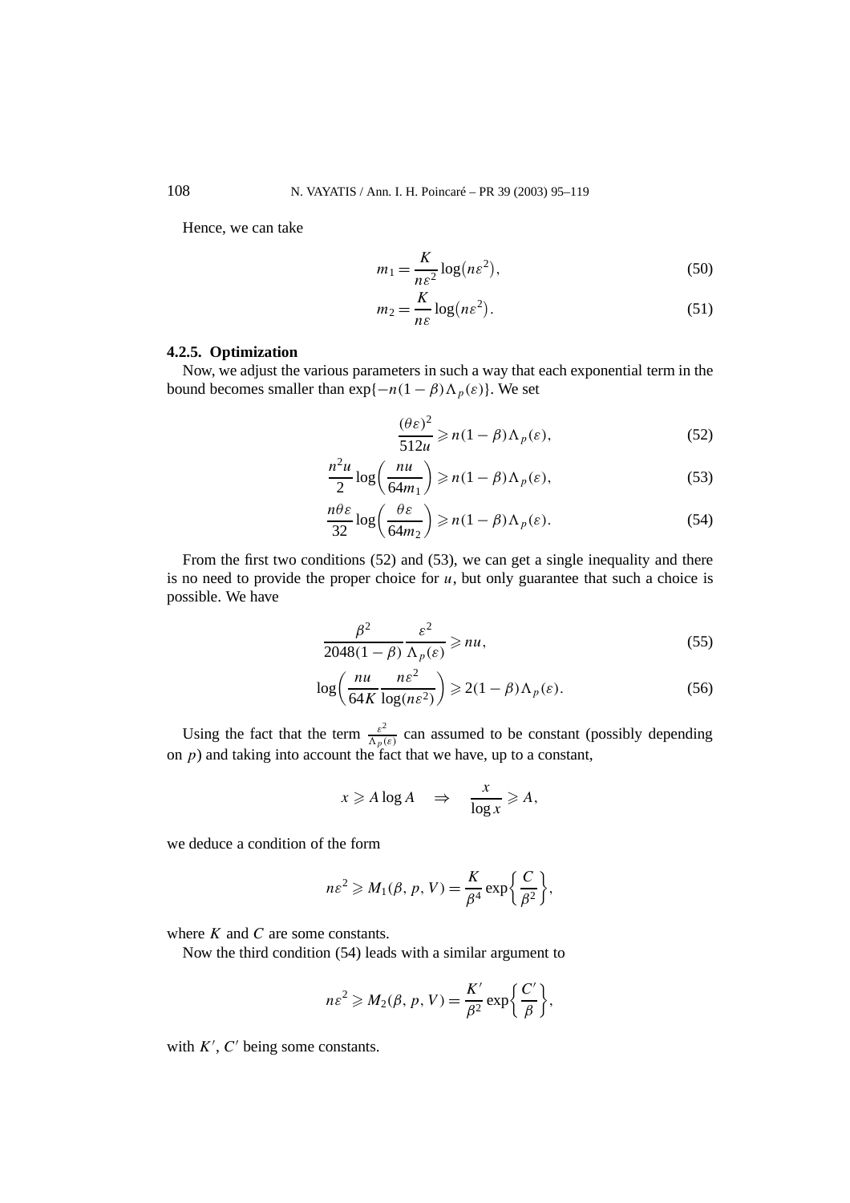Hence, we can take

$$m_1 = \frac{K}{n\varepsilon^2} \log(n\varepsilon^2), \tag{50}$$

$$m_2 = \frac{K}{n\varepsilon} \log(n\varepsilon^2). \tag{51}$$

#### 4.2.5. Optimization

Now, we adjust the various parameters in such a way that each exponential term in the bound becomes smaller than $\exp\{-n(1-\beta)\Lambda_p(\varepsilon)\}$. We set

$$\frac{(\theta\varepsilon)^2}{512u} \geqslant n(1-\beta)\Lambda_p(\varepsilon), \tag{52}$$

$$\frac{n^2 u}{2} \log\left(\frac{nu}{64m_1}\right) \geqslant n(1-\beta)\Lambda_p(\varepsilon), \tag{53}$$

$$\frac{n\theta\varepsilon}{32} \log\left(\frac{\theta\varepsilon}{64m_2}\right) \geqslant n(1-\beta)\Lambda_p(\varepsilon). \tag{54}$$

From the first two conditions (52) and (53), we can get a single inequality and there is no need to provide the proper choice for $u$, but only guarantee that such a choice is possible. We have

$$\frac{\beta^2}{2048(1-\beta)} \frac{\varepsilon^2}{\Lambda_p(\varepsilon)} \geqslant nu, \tag{55}$$

$$\log\left(\frac{nu}{64K} \frac{n\varepsilon^2}{\log(n\varepsilon^2)}\right) \geqslant 2(1-\beta)\Lambda_p(\varepsilon). \tag{56}$$

Using the fact that the term $\frac{\varepsilon^2}{\Lambda_p(\varepsilon)}$ can assumed to be constant (possibly depending on $p$) and taking into account the fact that we have, up to a constant,

$$x \geqslant A \log A \quad \Rightarrow \quad \frac{x}{\log x} \geqslant A,$$

we deduce a condition of the form

$$n\varepsilon^2 \geqslant M_1(\beta, p, V) = \frac{K}{\beta^4} \exp\left\{\frac{C}{\beta^2}\right\},$$

where $K$ and $C$ are some constants.

Now the third condition (54) leads with a similar argument to

$$n\varepsilon^2 \geqslant M_2(\beta, p, V) = \frac{K'}{\beta^2} \exp\left\{\frac{C'}{\beta}\right\},$$

with $K'$, $C'$ being some constants.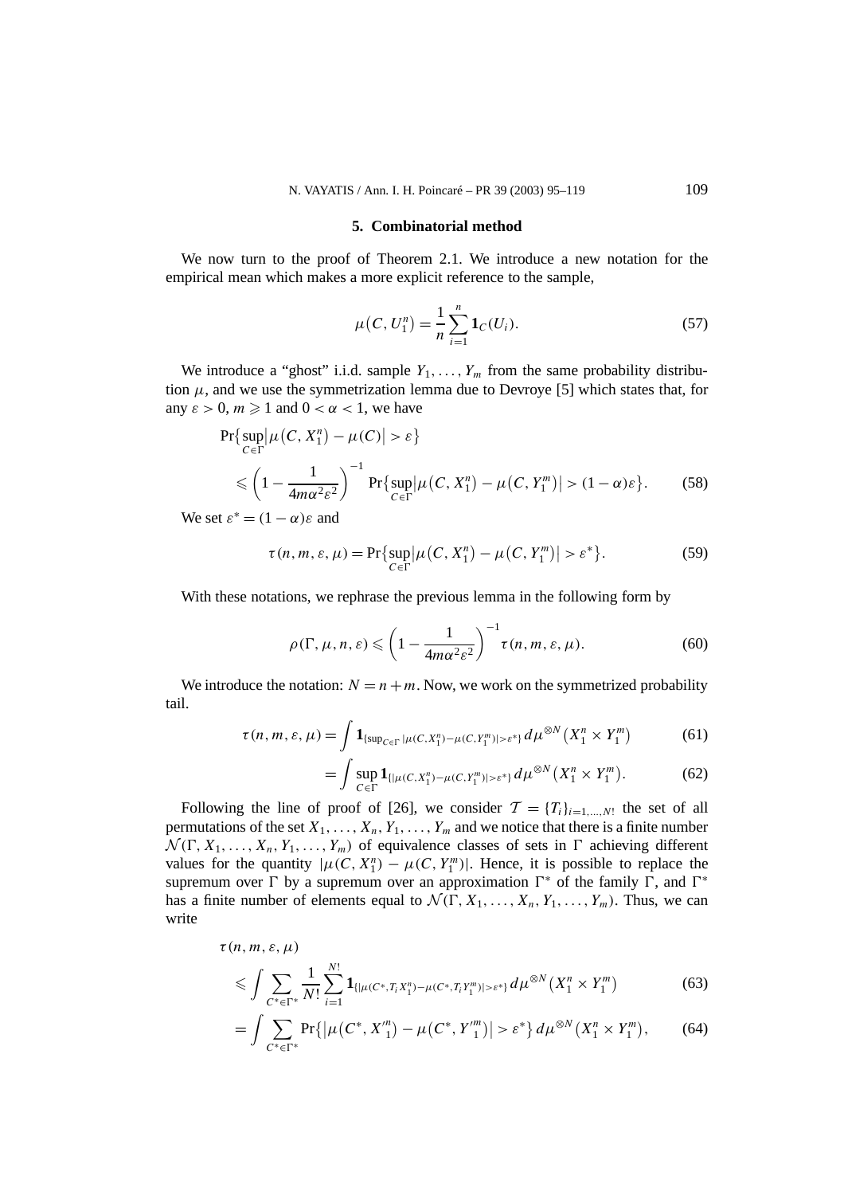## 5. Combinatorial method

We now turn to the proof of Theorem 2.1. We introduce a new notation for the empirical mean which makes a more explicit reference to the sample,

$$\mu\big(C, U_1^n\big) = \frac{1}{n}\sum_{i=1}^{n} \mathbf{1}_C(U_i). \tag{57}$$

We introduce a "ghost" i.i.d. sample $Y_1, \ldots, Y_m$ from the same probability distribution $\mu$, and we use the symmetrization lemma due to Devroye [5] which states that, for any $\varepsilon > 0$, $m \geqslant 1$ and $0 < \alpha < 1$, we have

$$\begin{aligned} &\Pr\big\{\sup_{C\in\Gamma}\big|\mu\big(C, X_1^n\big) - \mu(C)\big| > \varepsilon\big\} \\ &\quad\leqslant \left(1 - \frac{1}{4m\alpha^2\varepsilon^2}\right)^{-1} \Pr\big\{\sup_{C\in\Gamma}\big|\mu\big(C, X_1^n\big) - \mu\big(C, Y_1^m\big)\big| > (1-\alpha)\varepsilon\big\}. \end{aligned} \tag{58}$$

We set $\varepsilon^* = (1-\alpha)\varepsilon$ and

$$\tau(n, m, \varepsilon, \mu) = \Pr\big\{\sup_{C\in\Gamma}\big|\mu\big(C, X_1^n\big) - \mu\big(C, Y_1^m\big)\big| > \varepsilon^*\big\}. \tag{59}$$

With these notations, we rephrase the previous lemma in the following form by

$$\rho(\Gamma, \mu, n, \varepsilon) \leqslant \left(1 - \frac{1}{4m\alpha^2\varepsilon^2}\right)^{-1} \tau(n, m, \varepsilon, \mu). \tag{60}$$

We introduce the notation: $N = n + m$. Now, we work on the symmetrized probability tail.

$$\tau(n, m, \varepsilon, \mu) = \int \mathbf{1}_{\{\sup_{C\in\Gamma}|\mu(C, X_1^n) - \mu(C, Y_1^m)| > \varepsilon^*\}}\, d\mu^{\otimes N}\big(X_1^n \times Y_1^m\big) \tag{61}$$

$$= \int \sup_{C\in\Gamma} \mathbf{1}_{\{|\mu(C, X_1^n) - \mu(C, Y_1^m)| > \varepsilon^*\}}\, d\mu^{\otimes N}\big(X_1^n \times Y_1^m\big). \tag{62}$$

Following the line of proof of [26], we consider $\mathcal{T} = \{T_i\}_{i=1,\ldots,N!}$ the set of all permutations of the set $X_1, \ldots, X_n, Y_1, \ldots, Y_m$ and we notice that there is a finite number $\mathcal{N}(\Gamma, X_1, \ldots, X_n, Y_1, \ldots, Y_m)$ of equivalence classes of sets in $\Gamma$ achieving different values for the quantity $|\mu(C, X_1^n) - \mu(C, Y_1^m)|$. Hence, it is possible to replace the supremum over $\Gamma$ by a supremum over an approximation $\Gamma^*$ of the family $\Gamma$, and $\Gamma^*$ has a finite number of elements equal to $\mathcal{N}(\Gamma, X_1, \ldots, X_n, Y_1, \ldots, Y_m)$. Thus, we can write

$$\begin{aligned} &\tau(n, m, \varepsilon, \mu) \\ &\quad\leqslant \int \sum_{C^*\in\Gamma^*} \frac{1}{N!}\sum_{i=1}^{N!} \mathbf{1}_{\{|\mu(C^*, T_i X_1^n) - \mu(C^*, T_i Y_1^m)| > \varepsilon^*\}}\, d\mu^{\otimes N}\big(X_1^n \times Y_1^m\big) \end{aligned} \tag{63}$$

$$= \int \sum_{C^*\in\Gamma^*} \Pr\big\{\big|\mu\big(C^*, X'^n_1\big) - \mu\big(C^*, Y'^m_1\big)\big| > \varepsilon^*\big\}\, d\mu^{\otimes N}\big(X_1^n \times Y_1^m\big), \tag{64}$$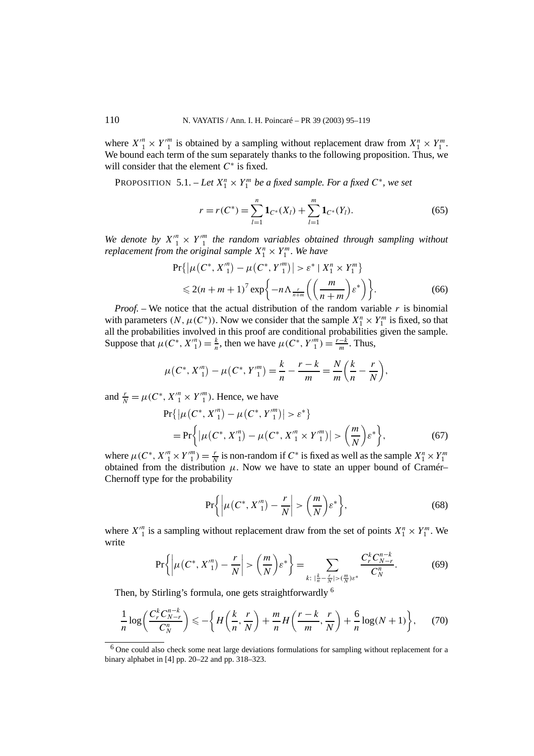where $X'^n_1 \times Y'^m_1$ is obtained by a sampling without replacement draw from $X^n_1 \times Y^m_1$. We bound each term of the sum separately thanks to the following proposition. Thus, we will consider that the element $C^*$ is fixed.

PROPOSITION 5.1. – *Let $X^n_1 \times Y^m_1$ be a fixed sample. For a fixed $C^*$, we set*

$$r = r(C^*) = \sum_{l=1}^{n} \mathbf{1}_{C^*}(X_l) + \sum_{l=1}^{m} \mathbf{1}_{C^*}(Y_l). \tag{65}$$

*We denote by $X'^n_1 \times Y'^m_1$ the random variables obtained through sampling without replacement from the original sample $X^n_1 \times Y^m_1$. We have*

$$\begin{aligned}
&\Pr\{|\mu(C^*, X'^n_1) - \mu(C^*, Y'^m_1)| > \varepsilon^* \mid X^n_1 \times Y^m_1\} \\
&\quad \leqslant 2(n+m+1)^7 \exp\left\{-n\Lambda_{\frac{r}{n+m}}\left(\left(\frac{m}{n+m}\right)\varepsilon^*\right)\right\}.
\end{aligned} \tag{66}$$

*Proof.* – We notice that the actual distribution of the random variable $r$ is binomial with parameters $(N, \mu(C^*))$. Now we consider that the sample $X^n_1 \times Y^m_1$ is fixed, so that all the probabilities involved in this proof are conditional probabilities given the sample. Suppose that $\mu(C^*, X'^n_1) = \frac{k}{n}$, then we have $\mu(C^*, Y'^m_1) = \frac{r-k}{m}$. Thus,

$$\mu(C^*, X'^n_1) - \mu(C^*, Y'^m_1) = \frac{k}{n} - \frac{r-k}{m} = \frac{N}{m}\left(\frac{k}{n} - \frac{r}{N}\right),$$

and $\frac{r}{N} = \mu(C^*, X'^n_1 \times Y'^m_1)$. Hence, we have

$$\begin{aligned}
&\Pr\{|\mu(C^*, X'^n_1) - \mu(C^*, Y'^m_1)| > \varepsilon^*\} \\
&\quad = \Pr\left\{|\mu(C^*, X'^n_1) - \mu(C^*, X'^n_1 \times Y'^m_1)| > \left(\frac{m}{N}\right)\varepsilon^*\right\},
\end{aligned} \tag{67}$$

where $\mu(C^*, X'^n_1 \times Y'^m_1) = \frac{r}{N}$ is non-random if $C^*$ is fixed as well as the sample $X^n_1 \times Y^m_1$ obtained from the distribution $\mu$. Now we have to state an upper bound of Cramér–Chernoff type for the probability

$$\Pr\left\{\left|\mu(C^*, X'^n_1) - \frac{r}{N}\right| > \left(\frac{m}{N}\right)\varepsilon^*\right\}, \tag{68}$$

where $X'^n_1$ is a sampling without replacement draw from the set of points $X^n_1 \times Y^m_1$. We write

$$\Pr\left\{\left|\mu(C^*, X'^n_1) - \frac{r}{N}\right| > \left(\frac{m}{N}\right)\varepsilon^*\right\} = \sum_{k:\, |\frac{k}{n} - \frac{r}{N}| > (\frac{m}{N})\varepsilon^*} \frac{C^k_r C^{n-k}_{N-r}}{C^n_N}. \tag{69}$$

Then, by Stirling's formula, one gets straightforwardly [6]

$$\frac{1}{n}\log\left(\frac{C^k_r C^{n-k}_{N-r}}{C^n_N}\right) \leqslant -\left\{H\left(\frac{k}{n}, \frac{r}{N}\right) + \frac{m}{n}H\left(\frac{r-k}{m}, \frac{r}{N}\right) + \frac{6}{n}\log(N+1)\right\}, \tag{70}$$

[6] One could also check some neat large deviations formulations for sampling without replacement for a binary alphabet in [4] pp. 20–22 and pp. 318–323.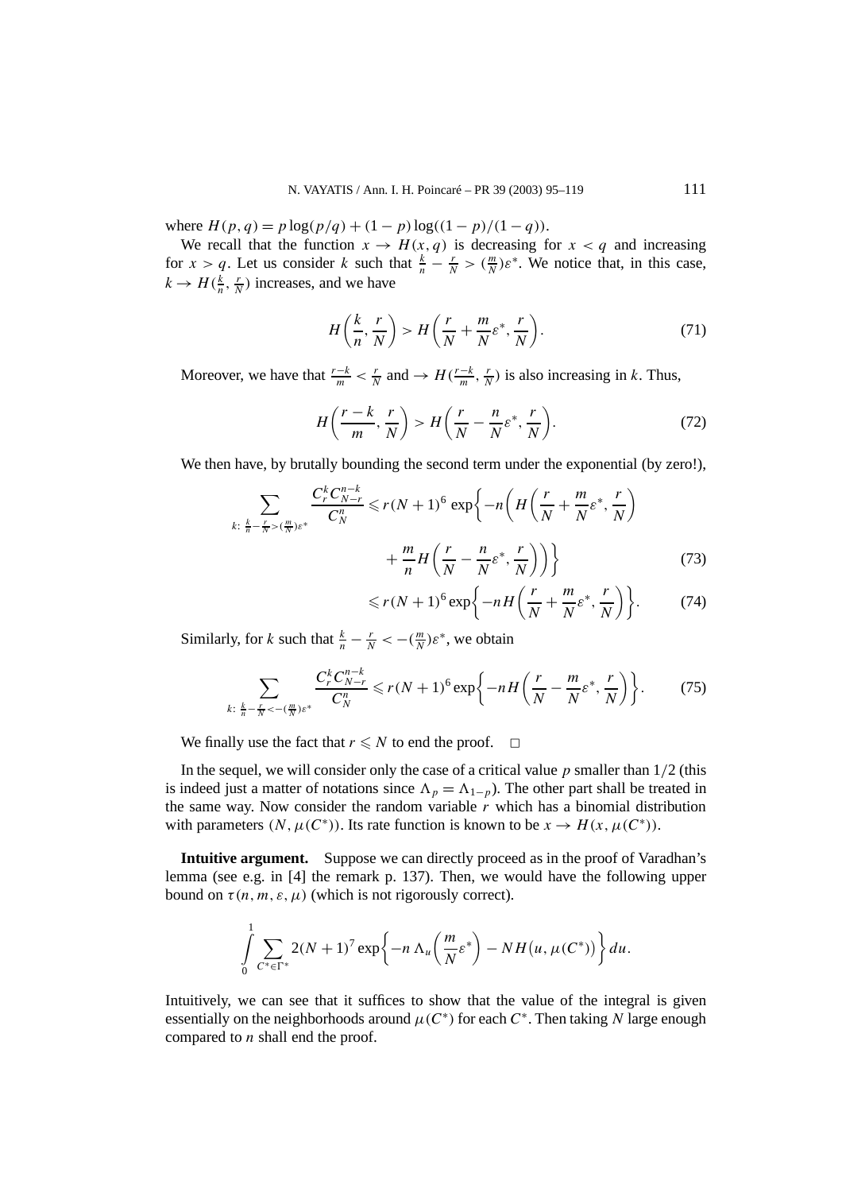where $H(p, q) = p \log(p/q) + (1 - p) \log((1 - p)/(1 - q))$.

We recall that the function $x \to H(x, q)$ is decreasing for $x < q$ and increasing for $x > q$. Let us consider $k$ such that $\frac{k}{n} - \frac{r}{N} > (\frac{m}{N})\varepsilon^*$. We notice that, in this case, $k \to H(\frac{k}{n}, \frac{r}{N})$ increases, and we have

$$H\left(\frac{k}{n}, \frac{r}{N}\right) > H\left(\frac{r}{N} + \frac{m}{N}\varepsilon^*, \frac{r}{N}\right). \tag{71}$$

Moreover, we have that $\frac{r-k}{m} < \frac{r}{N}$ and $\to H(\frac{r-k}{m}, \frac{r}{N})$ is also increasing in $k$. Thus,

$$H\left(\frac{r-k}{m}, \frac{r}{N}\right) > H\left(\frac{r}{N} - \frac{n}{N}\varepsilon^*, \frac{r}{N}\right). \tag{72}$$

We then have, by brutally bounding the second term under the exponential (by zero!),

$$\sum_{k:\ \frac{k}{n} - \frac{r}{N} > (\frac{m}{N})\varepsilon^*} \frac{C_r^k C_{N-r}^{n-k}}{C_N^n} \leqslant r(N+1)^6 \exp\left\{-n\left(H\left(\frac{r}{N} + \frac{m}{N}\varepsilon^*, \frac{r}{N}\right) + \frac{m}{n} H\left(\frac{r}{N} - \frac{n}{N}\varepsilon^*, \frac{r}{N}\right)\right)\right\} \tag{73}$$

$$\leqslant r(N+1)^6 \exp\left\{-nH\left(\frac{r}{N} + \frac{m}{N}\varepsilon^*, \frac{r}{N}\right)\right\}. \tag{74}$$

Similarly, for $k$ such that $\frac{k}{n} - \frac{r}{N} < -(\frac{m}{N})\varepsilon^*$, we obtain

$$\sum_{k:\ \frac{k}{n} - \frac{r}{N} < -(\frac{m}{N})\varepsilon^*} \frac{C_r^k C_{N-r}^{n-k}}{C_N^n} \leqslant r(N+1)^6 \exp\left\{-nH\left(\frac{r}{N} - \frac{m}{N}\varepsilon^*, \frac{r}{N}\right)\right\}. \tag{75}$$

We finally use the fact that $r \leqslant N$ to end the proof. $\square$

In the sequel, we will consider only the case of a critical value $p$ smaller than $1/2$ (this is indeed just a matter of notations since $\Lambda_p = \Lambda_{1-p}$). The other part shall be treated in the same way. Now consider the random variable $r$ which has a binomial distribution with parameters $(N, \mu(C^*))$. Its rate function is known to be $x \to H(x, \mu(C^*))$.

**Intuitive argument.** Suppose we can directly proceed as in the proof of Varadhan's lemma (see e.g. in [4] the remark p. 137). Then, we would have the following upper bound on $\tau(n, m, \varepsilon, \mu)$ (which is not rigorously correct).

$$\int_0^1 \sum_{C^* \in \Gamma^*} 2(N+1)^7 \exp\left\{-n\, \Lambda_u\left(\frac{m}{N}\varepsilon^*\right) - NH\big(u, \mu(C^*)\big)\right\} du.$$

Intuitively, we can see that it suffices to show that the value of the integral is given essentially on the neighborhoods around $\mu(C^*)$ for each $C^*$. Then taking $N$ large enough compared to $n$ shall end the proof.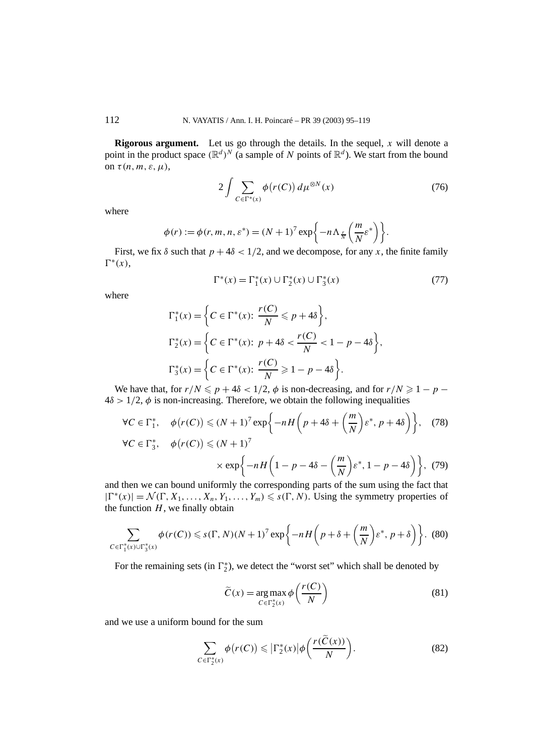**Rigorous argument.** Let us go through the details. In the sequel, $x$ will denote a point in the product space $(\mathbb{R}^d)^N$ (a sample of $N$ points of $\mathbb{R}^d$). We start from the bound on $\tau(n, m, \varepsilon, \mu)$,

$$2 \int \sum_{C \in \Gamma^*(x)} \phi\big(r(C)\big)\, d\mu^{\otimes N}(x) \tag{76}$$

where

$$\phi(r) := \phi(r, m, n, \varepsilon^*) = (N+1)^7 \exp\left\{-n \Lambda_{\frac{r}{N}}\left(\frac{m}{N}\varepsilon^*\right)\right\}.$$

First, we fix $\delta$ such that $p + 4\delta < 1/2$, and we decompose, for any $x$, the finite family $\Gamma^*(x)$,

$$\Gamma^*(x) = \Gamma_1^*(x) \cup \Gamma_2^*(x) \cup \Gamma_3^*(x) \tag{77}$$

where

$$\Gamma_1^*(x) = \left\{C \in \Gamma^*(x)\colon\ \frac{r(C)}{N} \leqslant p + 4\delta\right\},$$

$$\Gamma_2^*(x) = \left\{C \in \Gamma^*(x)\colon\ p + 4\delta < \frac{r(C)}{N} < 1 - p - 4\delta\right\},$$

$$\Gamma_3^*(x) = \left\{C \in \Gamma^*(x)\colon\ \frac{r(C)}{N} \geqslant 1 - p - 4\delta\right\}.$$

We have that, for $r/N \leqslant p + 4\delta < 1/2$, $\phi$ is non-decreasing, and for $r/N \geqslant 1 - p - 4\delta > 1/2$, $\phi$ is non-increasing. Therefore, we obtain the following inequalities

$$\forall C \in \Gamma_1^*, \quad \phi\big(r(C)\big) \leqslant (N+1)^7 \exp\left\{-n H\left(p + 4\delta + \left(\frac{m}{N}\right)\varepsilon^*, p + 4\delta\right)\right\}, \tag{78}$$

$$\forall C \in \Gamma_3^*, \quad \phi\big(r(C)\big) \leqslant (N+1)^7 \times \exp\left\{-n H\left(1 - p - 4\delta - \left(\frac{m}{N}\right)\varepsilon^*, 1 - p - 4\delta\right)\right\}, \tag{79}$$

and then we can bound uniformly the corresponding parts of the sum using the fact that $|\Gamma^*(x)| = \mathcal{N}(\Gamma, X_1, \ldots, X_n, Y_1, \ldots, Y_m) \leqslant s(\Gamma, N)$. Using the symmetry properties of the function $H$, we finally obtain

$$\sum_{C \in \Gamma_1^*(x) \cup \Gamma_3^*(x)} \phi(r(C)) \leqslant s(\Gamma, N)(N+1)^7 \exp\left\{-n H\left(p + \delta + \left(\frac{m}{N}\right)\varepsilon^*, p + \delta\right)\right\}. \tag{80}$$

For the remaining sets (in $\Gamma_2^*$), we detect the "worst set" which shall be denoted by

$$\widetilde{C}(x) = \mathop{\arg\max}_{C \in \Gamma_2^*(x)} \phi\left(\frac{r(C)}{N}\right) \tag{81}$$

and we use a uniform bound for the sum

$$\sum_{C \in \Gamma_2^*(x)} \phi\big(r(C)\big) \leqslant \big|\Gamma_2^*(x)\big| \phi\left(\frac{r(\widetilde{C}(x))}{N}\right). \tag{82}$$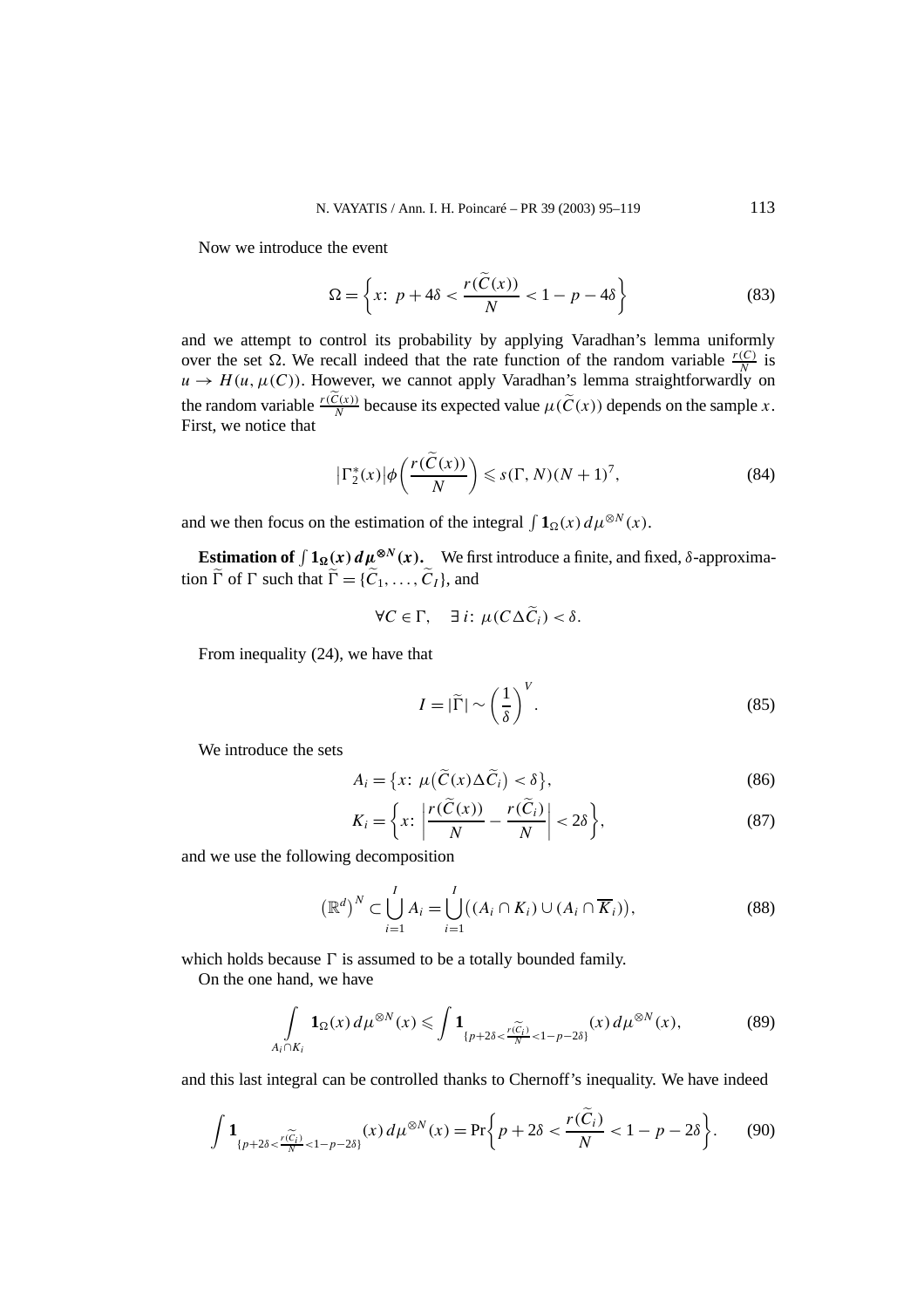Now we introduce the event

$$\Omega = \left\{ x\colon\ p + 4\delta < \frac{r(\widetilde{C}(x))}{N} < 1 - p - 4\delta \right\} \tag{83}$$

and we attempt to control its probability by applying Varadhan's lemma uniformly over the set $\Omega$. We recall indeed that the rate function of the random variable $\frac{r(C)}{N}$ is $u \to H(u, \mu(C))$. However, we cannot apply Varadhan's lemma straightforwardly on the random variable $\frac{r(\widetilde{C}(x))}{N}$ because its expected value $\mu(\widetilde{C}(x))$ depends on the sample $x$. First, we notice that

$$\left|\Gamma_2^*(x)\right| \phi\left(\frac{r(\widetilde{C}(x))}{N}\right) \leqslant s(\Gamma, N)(N+1)^7, \tag{84}$$

and we then focus on the estimation of the integral $\int \mathbf{1}_\Omega(x)\, d\mu^{\otimes N}(x)$.

**Estimation of $\int \mathbf{1}_{\Omega}(x)\, d\mu^{\otimes N}(x)$.** We first introduce a finite, and fixed, $\delta$-approximation $\widetilde{\Gamma}$ of $\Gamma$ such that $\widetilde{\Gamma} = \{\widetilde{C}_1, \ldots, \widetilde{C}_I\}$, and

$$\forall C \in \Gamma, \quad \exists\, i\colon\ \mu(C \Delta \widetilde{C}_i) < \delta.$$

From inequality (24), we have that

$$I = |\widetilde{\Gamma}| \sim \left(\frac{1}{\delta}\right)^V. \tag{85}$$

We introduce the sets

$$A_i = \left\{x\colon\ \mu\left(\widetilde{C}(x) \Delta \widetilde{C}_i\right) < \delta\right\}, \tag{86}$$

$$K_i = \left\{x\colon\ \left|\frac{r(\widetilde{C}(x))}{N} - \frac{r(\widetilde{C}_i)}{N}\right| < 2\delta\right\}, \tag{87}$$

and we use the following decomposition

$$\left(\mathbb{R}^d\right)^N \subset \bigcup_{i=1}^{I} A_i = \bigcup_{i=1}^{I} \left((A_i \cap K_i) \cup (A_i \cap \overline{K}_i)\right), \tag{88}$$

which holds because $\Gamma$ is assumed to be a totally bounded family.

On the one hand, we have

$$\int_{A_i \cap K_i} \mathbf{1}_\Omega(x)\, d\mu^{\otimes N}(x) \leqslant \int \mathbf{1}_{\{p + 2\delta < \frac{r(\widetilde{C}_i)}{N} < 1 - p - 2\delta\}}(x)\, d\mu^{\otimes N}(x), \tag{89}$$

and this last integral can be controlled thanks to Chernoff's inequality. We have indeed

$$\int \mathbf{1}_{\{p + 2\delta < \frac{r(\widetilde{C}_i)}{N} < 1 - p - 2\delta\}}(x)\, d\mu^{\otimes N}(x) = \Pr\left\{ p + 2\delta < \frac{r(\widetilde{C}_i)}{N} < 1 - p - 2\delta \right\}. \tag{90}$$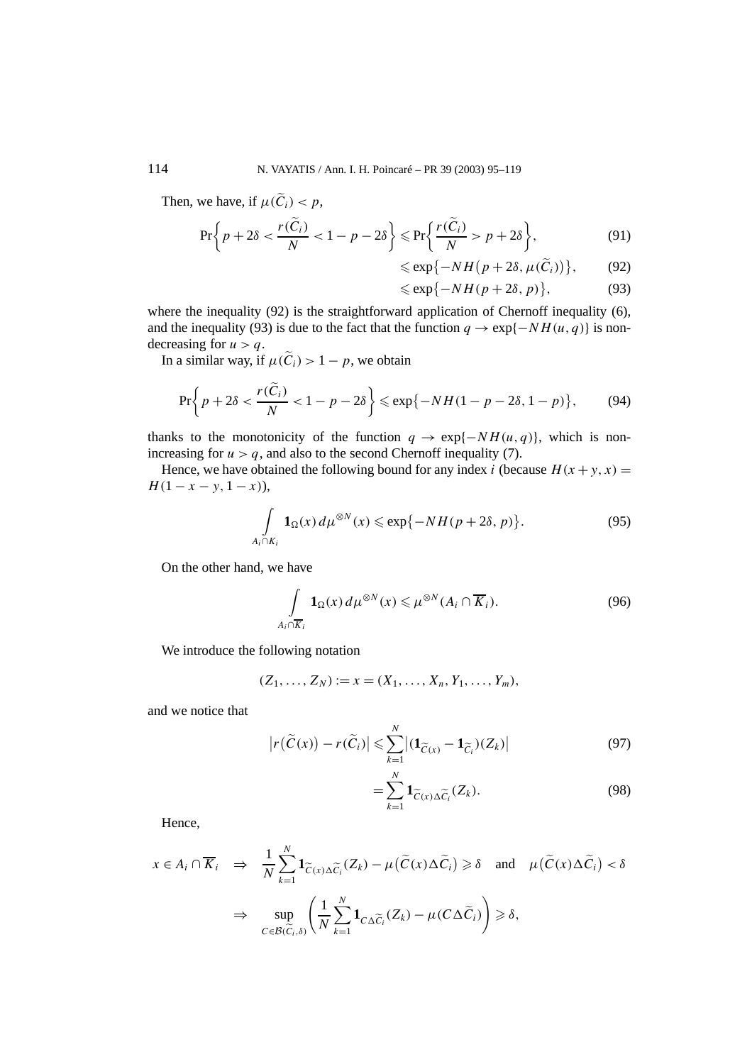Then, we have, if $\mu(\widetilde{C}_i) < p$,

$$\Pr\left\{ p + 2\delta < \frac{r(\widetilde{C}_i)}{N} < 1 - p - 2\delta \right\} \leqslant \Pr\left\{ \frac{r(\widetilde{C}_i)}{N} > p + 2\delta \right\}, \tag{91}$$

$$\leqslant \exp\left\{ -NH\left(p + 2\delta, \mu(\widetilde{C}_i)\right) \right\}, \tag{92}$$

$$\leqslant \exp\left\{ -NH(p + 2\delta, p) \right\}, \tag{93}$$

where the inequality (92) is the straightforward application of Chernoff inequality (6), and the inequality (93) is due to the fact that the function $q \to \exp\{-NH(u,q)\}$ is nondecreasing for $u > q$.

In a similar way, if $\mu(\widetilde{C}_i) > 1 - p$, we obtain

$$\Pr\left\{ p + 2\delta < \frac{r(\widetilde{C}_i)}{N} < 1 - p - 2\delta \right\} \leqslant \exp\left\{ -NH(1 - p - 2\delta, 1 - p) \right\}, \tag{94}$$

thanks to the monotonicity of the function $q \to \exp\{-NH(u,q)\}$, which is nonincreasing for $u > q$, and also to the second Chernoff inequality (7).

Hence, we have obtained the following bound for any index $i$ (because $H(x + y, x) = H(1 - x - y, 1 - x)$),

$$\int\limits_{A_i \cap K_i} \mathbf{1}_\Omega(x)\, d\mu^{\otimes N}(x) \leqslant \exp\left\{ -NH(p + 2\delta, p) \right\}. \tag{95}$$

On the other hand, we have

$$\int\limits_{A_i \cap \overline{K}_i} \mathbf{1}_\Omega(x)\, d\mu^{\otimes N}(x) \leqslant \mu^{\otimes N}(A_i \cap \overline{K}_i). \tag{96}$$

We introduce the following notation

$$(Z_1, \ldots, Z_N) := x = (X_1, \ldots, X_n, Y_1, \ldots, Y_m),$$

and we notice that

$$\left| r\left(\widetilde{C}(x)\right) - r(\widetilde{C}_i) \right| \leqslant \sum_{k=1}^{N} \left| (\mathbf{1}_{\widetilde{C}(x)} - \mathbf{1}_{\widetilde{C}_i})(Z_k) \right| \tag{97}$$

$$= \sum_{k=1}^{N} \mathbf{1}_{\widetilde{C}(x) \Delta \widetilde{C}_i}(Z_k). \tag{98}$$

Hence,

$$x \in A_i \cap \overline{K}_i \quad \Rightarrow \quad \frac{1}{N} \sum_{k=1}^{N} \mathbf{1}_{\widetilde{C}(x) \Delta \widetilde{C}_i}(Z_k) - \mu\left(\widetilde{C}(x) \Delta \widetilde{C}_i\right) \geqslant \delta \quad \text{and} \quad \mu\left(\widetilde{C}(x) \Delta \widetilde{C}_i\right) < \delta$$

$$\Rightarrow \quad \sup_{C \in \mathcal{B}(\widetilde{C}_i, \delta)} \left( \frac{1}{N} \sum_{k=1}^{N} \mathbf{1}_{C \Delta \widetilde{C}_i}(Z_k) - \mu(C \Delta \widetilde{C}_i) \right) \geqslant \delta,$$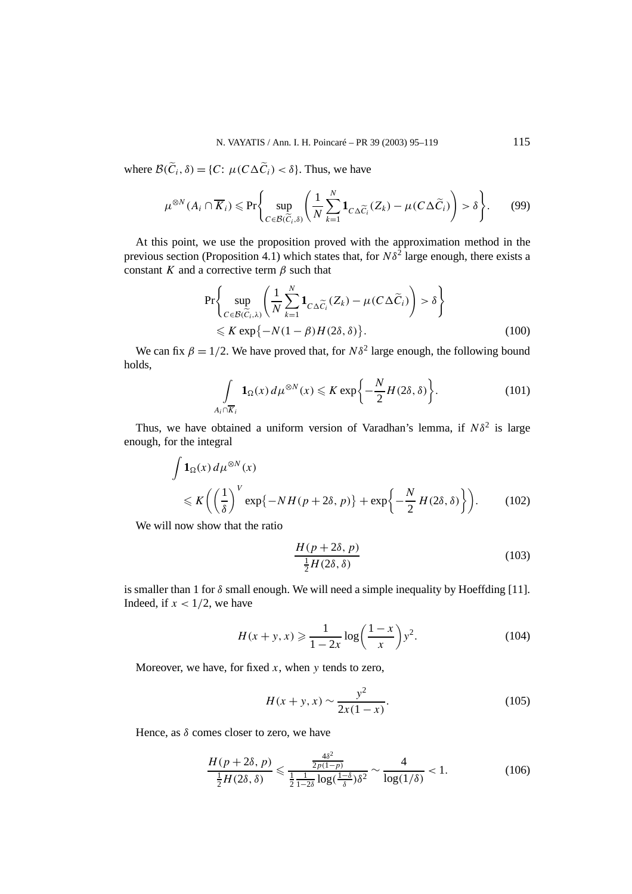where $\mathcal{B}(\widetilde{C}_i, \delta) = \{C\colon\ \mu(C \Delta \widetilde{C}_i) < \delta\}$. Thus, we have

$$\mu^{\otimes N}(A_i \cap \overline{K}_i) \leqslant \Pr\left\{ \sup_{C \in \mathcal{B}(\widetilde{C}_i, \delta)} \left( \frac{1}{N} \sum_{k=1}^{N} \mathbf{1}_{C \Delta \widetilde{C}_i}(Z_k) - \mu(C \Delta \widetilde{C}_i) \right) > \delta \right\}. \tag{99}$$

At this point, we use the proposition proved with the approximation method in the previous section (Proposition 4.1) which states that, for $N\delta^2$ large enough, there exists a constant $K$ and a corrective term $\beta$ such that

$$\begin{aligned}
&\Pr\left\{ \sup_{C \in \mathcal{B}(\widetilde{C}_i, \lambda)} \left( \frac{1}{N} \sum_{k=1}^{N} \mathbf{1}_{C \Delta \widetilde{C}_i}(Z_k) - \mu(C \Delta \widetilde{C}_i) \right) > \delta \right\} \\
&\quad \leqslant K \exp\{-N(1-\beta) H(2\delta, \delta)\}.
\end{aligned} \tag{100}$$

We can fix $\beta = 1/2$. We have proved that, for $N\delta^2$ large enough, the following bound holds,

$$\int\limits_{A_i \cap \overline{K}_i} \mathbf{1}_\Omega(x)\, d\mu^{\otimes N}(x) \leqslant K \exp\left\{ -\frac{N}{2} H(2\delta, \delta) \right\}. \tag{101}$$

Thus, we have obtained a uniform version of Varadhan's lemma, if $N\delta^2$ is large enough, for the integral

$$\begin{aligned}
&\int \mathbf{1}_\Omega(x)\, d\mu^{\otimes N}(x) \\
&\quad \leqslant K \left( \left( \frac{1}{\delta} \right)^V \exp\{-NH(p + 2\delta, p)\} + \exp\left\{ -\frac{N}{2}\, H(2\delta, \delta) \right\} \right).
\end{aligned} \tag{102}$$

We will now show that the ratio

$$\frac{H(p + 2\delta, p)}{\frac{1}{2} H(2\delta, \delta)} \tag{103}$$

is smaller than 1 for $\delta$ small enough. We will need a simple inequality by Hoeffding [11]. Indeed, if $x < 1/2$, we have

$$H(x + y, x) \geqslant \frac{1}{1 - 2x} \log\left( \frac{1 - x}{x} \right) y^2. \tag{104}$$

Moreover, we have, for fixed $x$, when $y$ tends to zero,

$$H(x + y, x) \sim \frac{y^2}{2x(1 - x)}. \tag{105}$$

Hence, as $\delta$ comes closer to zero, we have

$$\frac{H(p + 2\delta, p)}{\frac{1}{2} H(2\delta, \delta)} \leqslant \frac{\frac{4\delta^2}{2p(1-p)}}{\frac{1}{2} \frac{1}{1-2\delta} \log(\frac{1-\delta}{\delta}) \delta^2} \sim \frac{4}{\log(1/\delta)} < 1. \tag{106}$$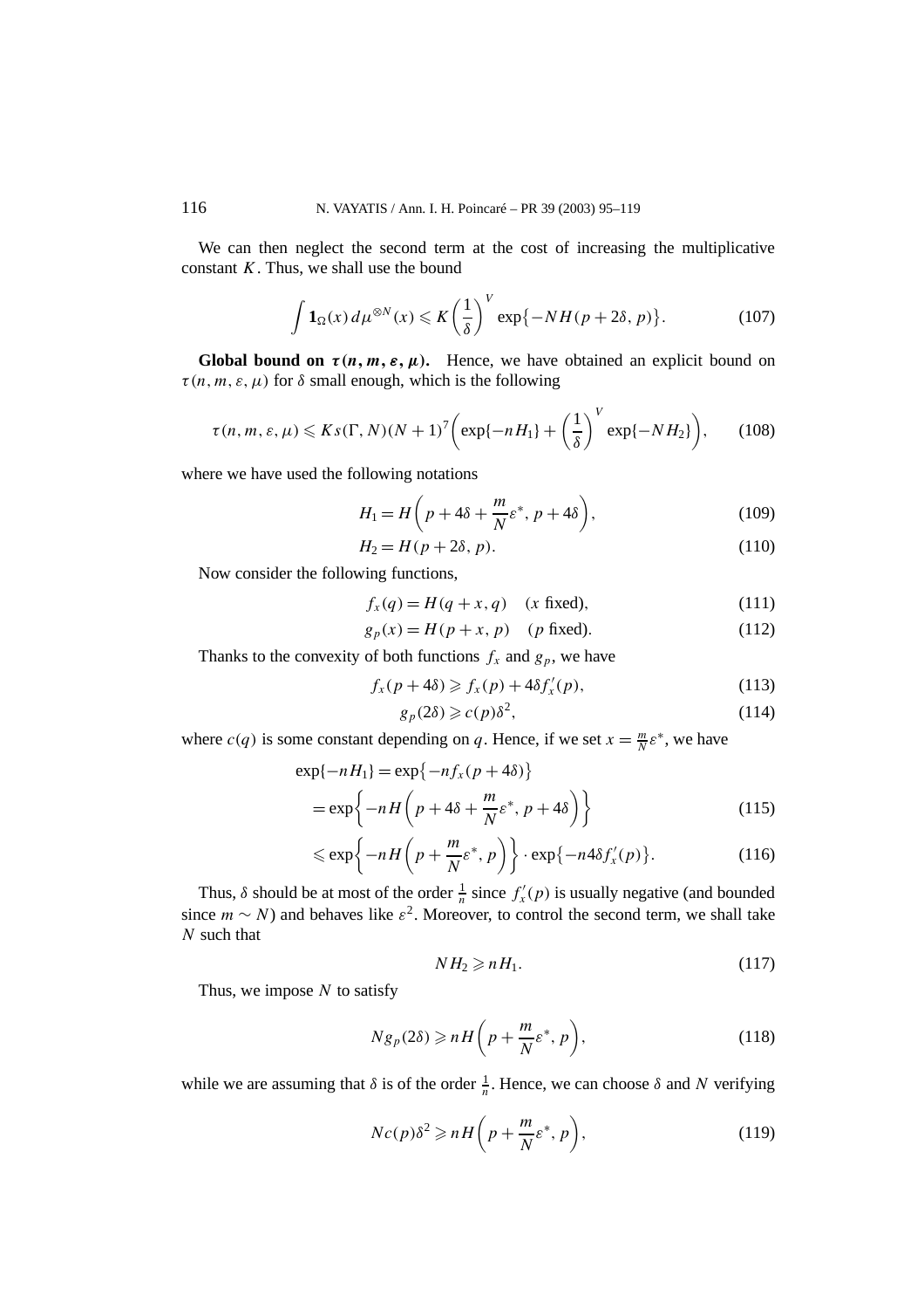We can then neglect the second term at the cost of increasing the multiplicative constant $K$. Thus, we shall use the bound

$$\int \mathbf{1}_{\Omega}(x)\, d\mu^{\otimes N}(x) \leqslant K\left(\frac{1}{\delta}\right)^{V} \exp\{-NH(p+2\delta, p)\}. \tag{107}$$

**Global bound on $\tau(n, m, \varepsilon, \mu)$.** Hence, we have obtained an explicit bound on $\tau(n, m, \varepsilon, \mu)$ for $\delta$ small enough, which is the following

$$\tau(n, m, \varepsilon, \mu) \leqslant K s(\Gamma, N)(N+1)^{7}\left(\exp\{-nH_1\} + \left(\frac{1}{\delta}\right)^{V} \exp\{-NH_2\}\right), \tag{108}$$

where we have used the following notations

$$H_1 = H\left(p + 4\delta + \frac{m}{N}\varepsilon^*, p + 4\delta\right), \tag{109}$$

$$H_2 = H(p + 2\delta, p). \tag{110}$$

Now consider the following functions,

$$f_x(q) = H(q + x, q) \quad (x \text{ fixed}), \tag{111}$$

$$g_p(x) = H(p + x, p) \quad (p \text{ fixed}). \tag{112}$$

Thanks to the convexity of both functions $f_x$ and $g_p$, we have

$$f_x(p + 4\delta) \geqslant f_x(p) + 4\delta f_x'(p), \tag{113}$$

$$g_p(2\delta) \geqslant c(p)\delta^2, \tag{114}$$

where $c(q)$ is some constant depending on $q$. Hence, if we set $x = \frac{m}{N}\varepsilon^*$, we have

$$\exp\{-nH_1\} = \exp\{-nf_x(p + 4\delta)\}$$

$$= \exp\left\{-nH\left(p + 4\delta + \frac{m}{N}\varepsilon^*, p + 4\delta\right)\right\} \tag{115}$$

$$\leqslant \exp\left\{-nH\left(p + \frac{m}{N}\varepsilon^*, p\right)\right\} \cdot \exp\{-n4\delta f_x'(p)\}. \tag{116}$$

Thus, $\delta$ should be at most of the order $\frac{1}{n}$ since $f_x'(p)$ is usually negative (and bounded since $m \sim N$) and behaves like $\varepsilon^2$. Moreover, to control the second term, we shall take $N$ such that

$$NH_2 \geqslant nH_1. \tag{117}$$

Thus, we impose $N$ to satisfy

$$Ng_p(2\delta) \geqslant nH\left(p + \frac{m}{N}\varepsilon^*, p\right), \tag{118}$$

while we are assuming that $\delta$ is of the order $\frac{1}{n}$. Hence, we can choose $\delta$ and $N$ verifying

$$Nc(p)\delta^2 \geqslant nH\left(p + \frac{m}{N}\varepsilon^*, p\right), \tag{119}$$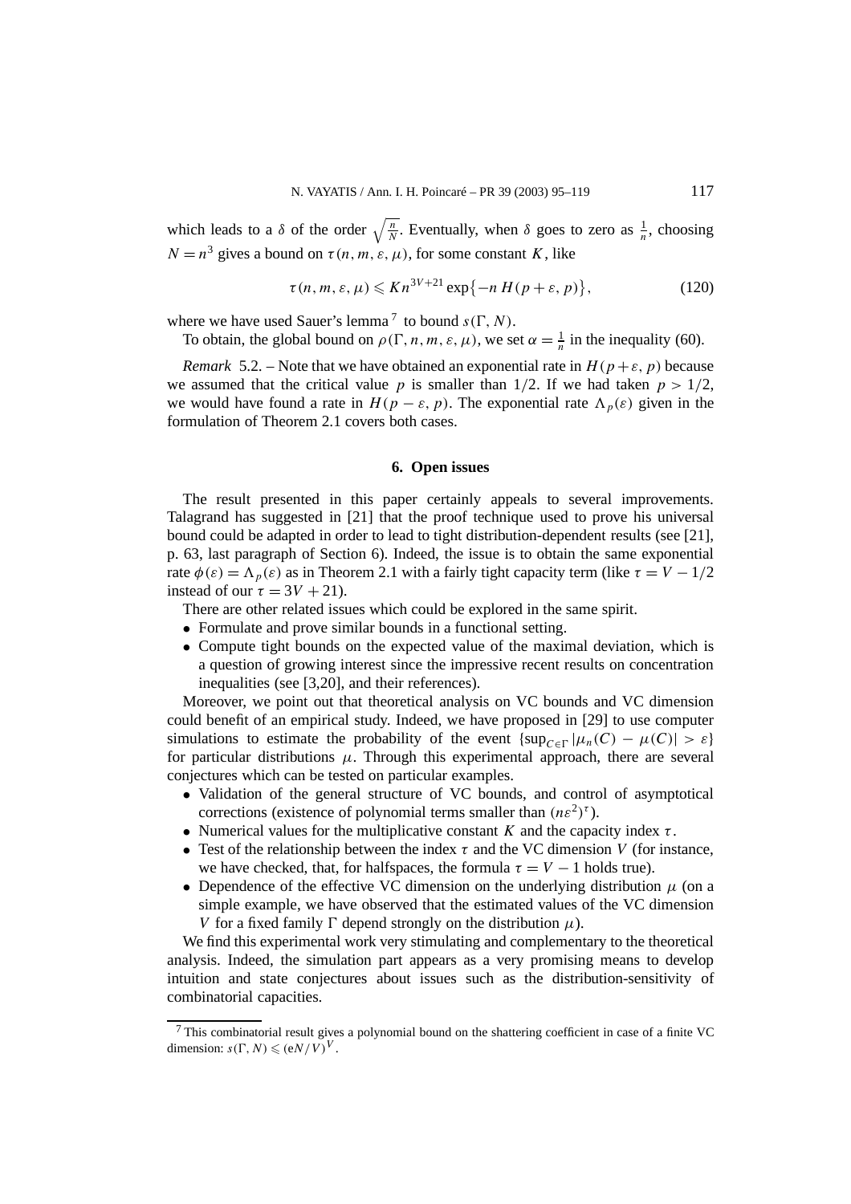which leads to a $\delta$ of the order $\sqrt{\frac{n}{N}}$. Eventually, when $\delta$ goes to zero as $\frac{1}{n}$, choosing $N = n^3$ gives a bound on $\tau(n, m, \varepsilon, \mu)$, for some constant $K$, like

$$\tau(n, m, \varepsilon, \mu) \leqslant K n^{3V+21} \exp\{-n\, H(p+\varepsilon, p)\}, \tag{120}$$

where we have used Sauer's lemma [7] to bound $s(\Gamma, N)$.

To obtain, the global bound on $\rho(\Gamma, n, m, \varepsilon, \mu)$, we set $\alpha = \frac{1}{n}$ in the inequality (60).

*Remark* 5.2. – Note that we have obtained an exponential rate in $H(p+\varepsilon, p)$ because we assumed that the critical value $p$ is smaller than $1/2$. If we had taken $p > 1/2$, we would have found a rate in $H(p-\varepsilon, p)$. The exponential rate $\Lambda_p(\varepsilon)$ given in the formulation of Theorem 2.1 covers both cases.

## 6. Open issues

The result presented in this paper certainly appeals to several improvements. Talagrand has suggested in [21] that the proof technique used to prove his universal bound could be adapted in order to lead to tight distribution-dependent results (see [21], p. 63, last paragraph of Section 6). Indeed, the issue is to obtain the same exponential rate $\phi(\varepsilon) = \Lambda_p(\varepsilon)$ as in Theorem 2.1 with a fairly tight capacity term (like $\tau = V - 1/2$ instead of our $\tau = 3V + 21$).

There are other related issues which could be explored in the same spirit.

- Formulate and prove similar bounds in a functional setting.
- Compute tight bounds on the expected value of the maximal deviation, which is a question of growing interest since the impressive recent results on concentration inequalities (see [3,20], and their references).

Moreover, we point out that theoretical analysis on VC bounds and VC dimension could benefit of an empirical study. Indeed, we have proposed in [29] to use computer simulations to estimate the probability of the event $\{\sup_{C\in\Gamma} |\mu_n(C) - \mu(C)| > \varepsilon\}$ for particular distributions $\mu$. Through this experimental approach, there are several conjectures which can be tested on particular examples.

- Validation of the general structure of VC bounds, and control of asymptotical corrections (existence of polynomial terms smaller than $(n\varepsilon^2)^\tau$).
- Numerical values for the multiplicative constant $K$ and the capacity index $\tau$.
- Test of the relationship between the index $\tau$ and the VC dimension $V$ (for instance, we have checked, that, for halfspaces, the formula $\tau = V - 1$ holds true).
- Dependence of the effective VC dimension on the underlying distribution $\mu$ (on a simple example, we have observed that the estimated values of the VC dimension $V$ for a fixed family $\Gamma$ depend strongly on the distribution $\mu$).

We find this experimental work very stimulating and complementary to the theoretical analysis. Indeed, the simulation part appears as a very promising means to develop intuition and state conjectures about issues such as the distribution-sensitivity of combinatorial capacities.

---

[7] This combinatorial result gives a polynomial bound on the shattering coefficient in case of a finite VC dimension: $s(\Gamma, N) \leqslant (eN/V)^V$.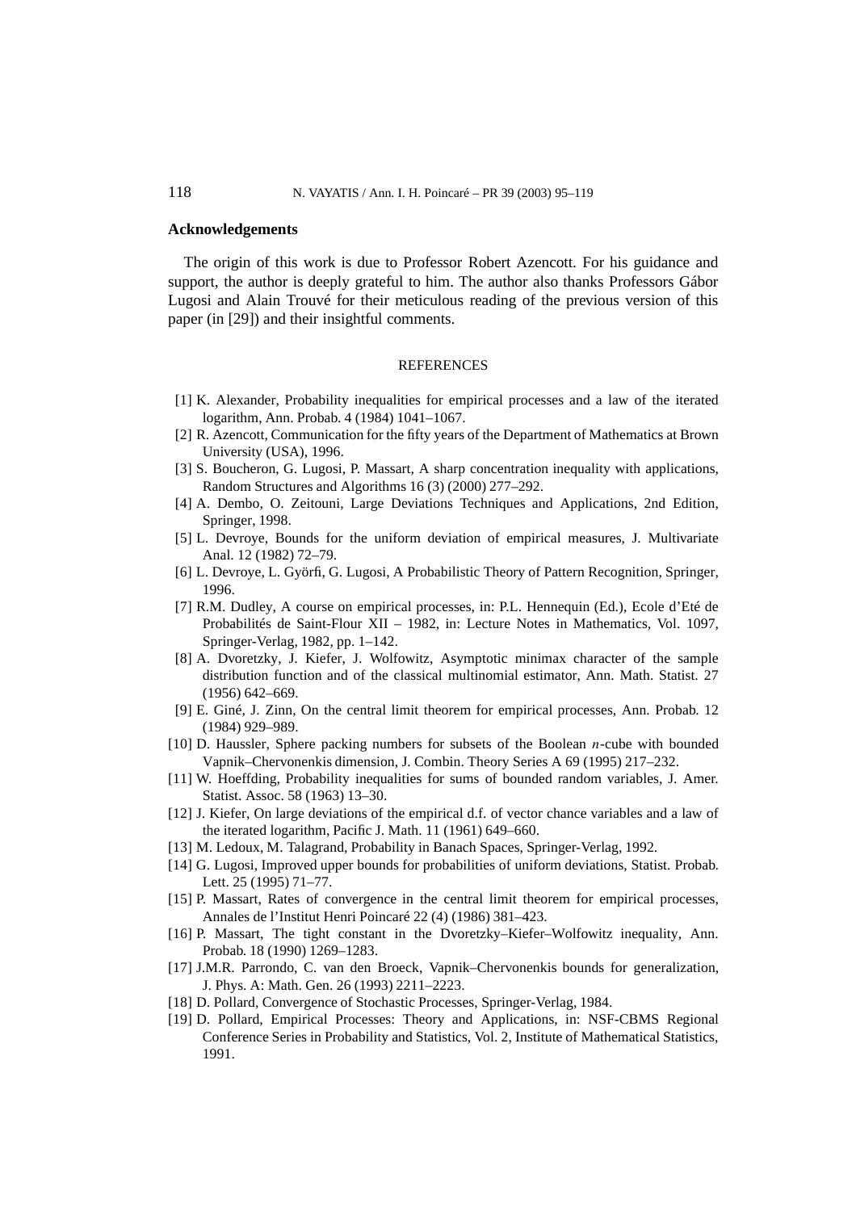## Acknowledgements

The origin of this work is due to Professor Robert Azencott. For his guidance and support, the author is deeply grateful to him. The author also thanks Professors Gábor Lugosi and Alain Trouvé for their meticulous reading of the previous version of this paper (in [29]) and their insightful comments.

## REFERENCES

[1] K. Alexander, Probability inequalities for empirical processes and a law of the iterated logarithm, Ann. Probab. 4 (1984) 1041–1067.

[2] R. Azencott, Communication for the fifty years of the Department of Mathematics at Brown University (USA), 1996.

[3] S. Boucheron, G. Lugosi, P. Massart, A sharp concentration inequality with applications, Random Structures and Algorithms 16 (3) (2000) 277–292.

[4] A. Dembo, O. Zeitouni, Large Deviations Techniques and Applications, 2nd Edition, Springer, 1998.

[5] L. Devroye, Bounds for the uniform deviation of empirical measures, J. Multivariate Anal. 12 (1982) 72–79.

[6] L. Devroye, L. Györfi, G. Lugosi, A Probabilistic Theory of Pattern Recognition, Springer, 1996.

[7] R.M. Dudley, A course on empirical processes, in: P.L. Hennequin (Ed.), Ecole d'Eté de Probabilités de Saint-Flour XII – 1982, in: Lecture Notes in Mathematics, Vol. 1097, Springer-Verlag, 1982, pp. 1–142.

[8] A. Dvoretzky, J. Kiefer, J. Wolfowitz, Asymptotic minimax character of the sample distribution function and of the classical multinomial estimator, Ann. Math. Statist. 27 (1956) 642–669.

[9] E. Giné, J. Zinn, On the central limit theorem for empirical processes, Ann. Probab. 12 (1984) 929–989.

[10] D. Haussler, Sphere packing numbers for subsets of the Boolean $n$-cube with bounded Vapnik–Chervonenkis dimension, J. Combin. Theory Series A 69 (1995) 217–232.

[11] W. Hoeffding, Probability inequalities for sums of bounded random variables, J. Amer. Statist. Assoc. 58 (1963) 13–30.

[12] J. Kiefer, On large deviations of the empirical d.f. of vector chance variables and a law of the iterated logarithm, Pacific J. Math. 11 (1961) 649–660.

[13] M. Ledoux, M. Talagrand, Probability in Banach Spaces, Springer-Verlag, 1992.

[14] G. Lugosi, Improved upper bounds for probabilities of uniform deviations, Statist. Probab. Lett. 25 (1995) 71–77.

[15] P. Massart, Rates of convergence in the central limit theorem for empirical processes, Annales de l'Institut Henri Poincaré 22 (4) (1986) 381–423.

[16] P. Massart, The tight constant in the Dvoretzky–Kiefer–Wolfowitz inequality, Ann. Probab. 18 (1990) 1269–1283.

[17] J.M.R. Parrondo, C. van den Broeck, Vapnik–Chervonenkis bounds for generalization, J. Phys. A: Math. Gen. 26 (1993) 2211–2223.

[18] D. Pollard, Convergence of Stochastic Processes, Springer-Verlag, 1984.

[19] D. Pollard, Empirical Processes: Theory and Applications, in: NSF-CBMS Regional Conference Series in Probability and Statistics, Vol. 2, Institute of Mathematical Statistics, 1991.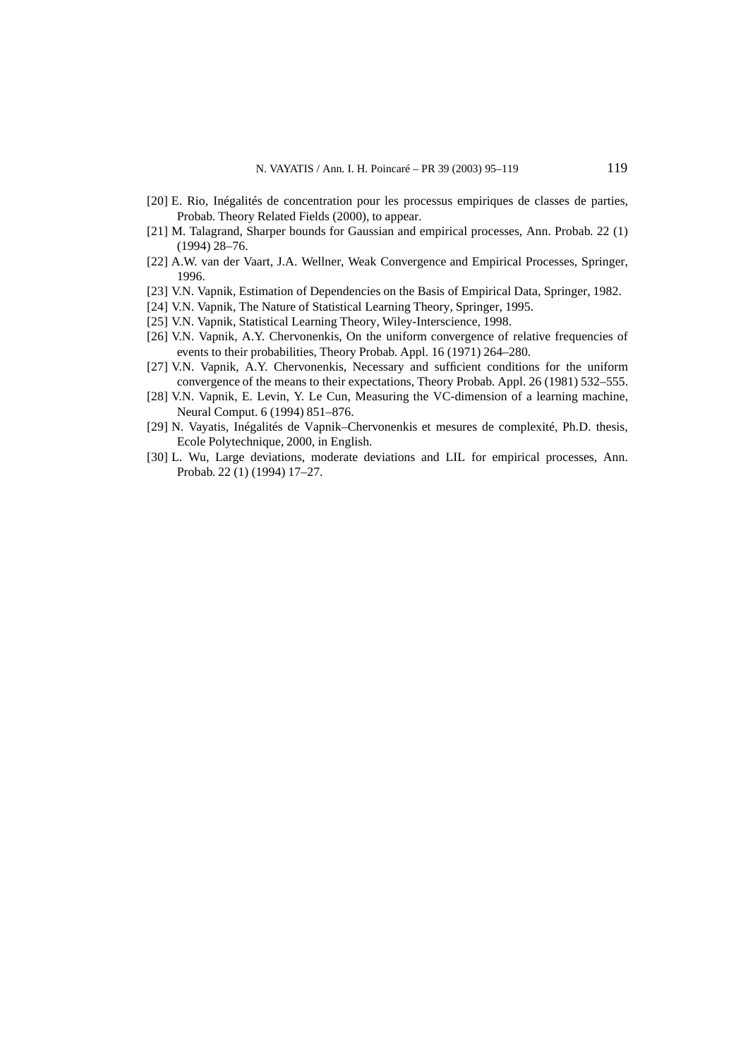[20] E. Rio, Inégalités de concentration pour les processus empiriques de classes de parties, Probab. Theory Related Fields (2000), to appear.

[21] M. Talagrand, Sharper bounds for Gaussian and empirical processes, Ann. Probab. 22 (1) (1994) 28–76.

[22] A.W. van der Vaart, J.A. Wellner, Weak Convergence and Empirical Processes, Springer, 1996.

[23] V.N. Vapnik, Estimation of Dependencies on the Basis of Empirical Data, Springer, 1982.

[24] V.N. Vapnik, The Nature of Statistical Learning Theory, Springer, 1995.

[25] V.N. Vapnik, Statistical Learning Theory, Wiley-Interscience, 1998.

[26] V.N. Vapnik, A.Y. Chervonenkis, On the uniform convergence of relative frequencies of events to their probabilities, Theory Probab. Appl. 16 (1971) 264–280.

[27] V.N. Vapnik, A.Y. Chervonenkis, Necessary and sufficient conditions for the uniform convergence of the means to their expectations, Theory Probab. Appl. 26 (1981) 532–555.

[28] V.N. Vapnik, E. Levin, Y. Le Cun, Measuring the VC-dimension of a learning machine, Neural Comput. 6 (1994) 851–876.

[29] N. Vayatis, Inégalités de Vapnik–Chervonenkis et mesures de complexité, Ph.D. thesis, Ecole Polytechnique, 2000, in English.

[30] L. Wu, Large deviations, moderate deviations and LIL for empirical processes, Ann. Probab. 22 (1) (1994) 17–27.